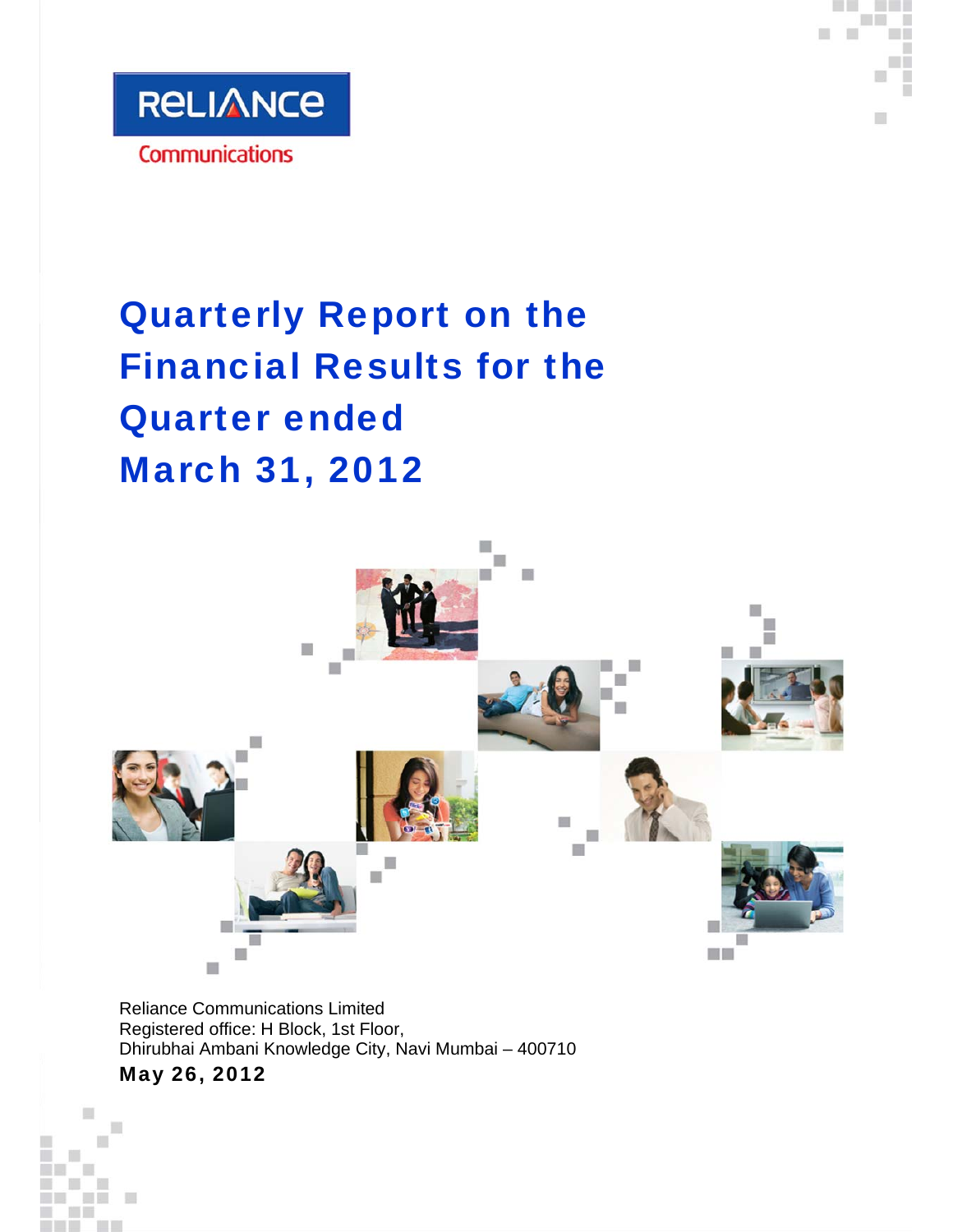RELIANCE

Communications

# Quarterly Report on the Financial Results for the Quarter ended March 31, 2012

Reliance Communications Limited
Registered office: H Block, 1st Floor,
Dhirubhai Ambani Knowledge City, Navi Mumbai – 400710

**May 26, 2012**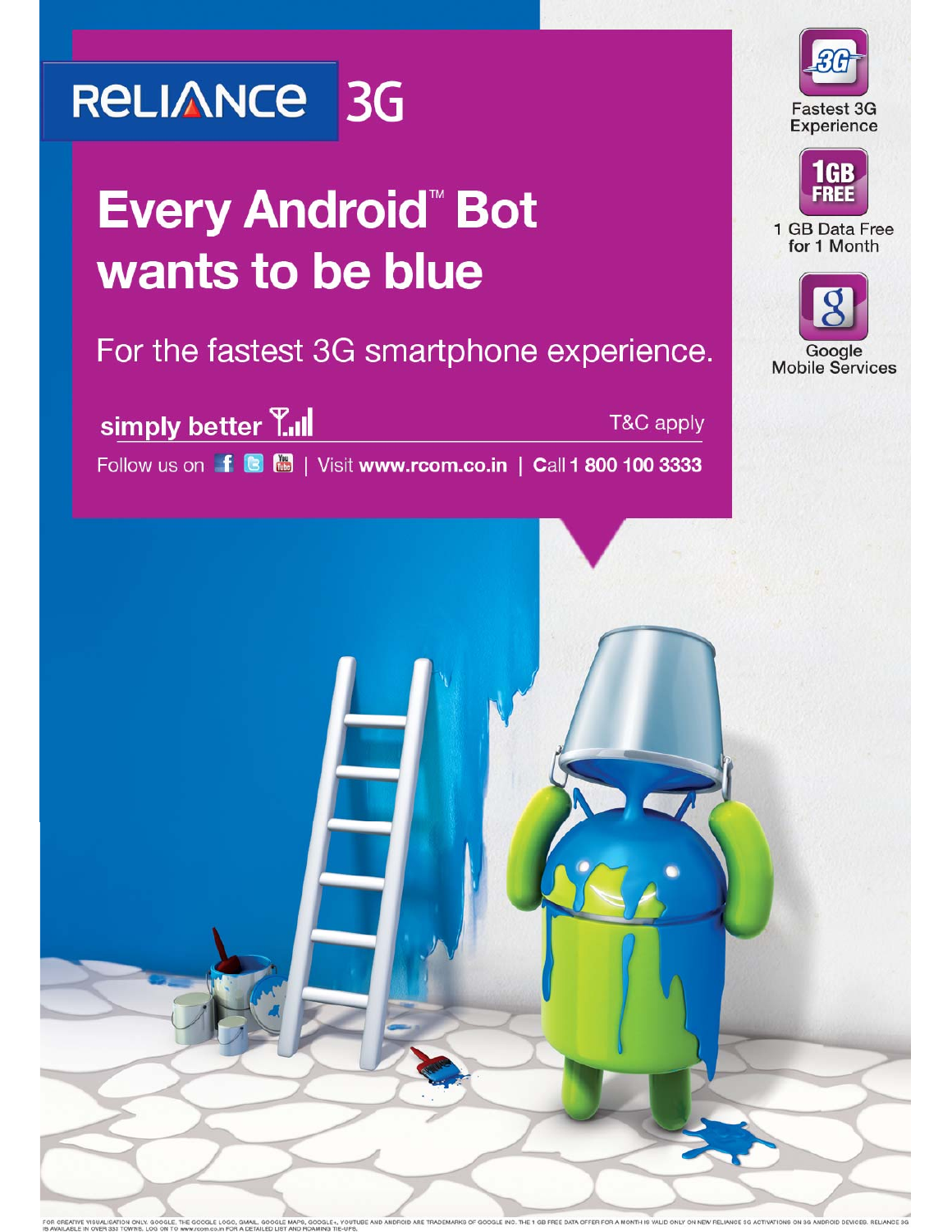# RELIANCE 3G

## Every Android™ Bot wants to be blue

For the fastest 3G smartphone experience.

**simply better**

T&C apply

Follow us on | Visit **www.rcom.co.in** | Call **1 800 100 3333**

3G
Fastest 3G Experience

1GB FREE
1 GB Data Free for 1 Month

Google Mobile Services

FOR CREATIVE VISUALISATION ONLY. GOOGLE, THE GOOGLE LOGO, GMAIL, GOOGLE MAPS, GOOGLE+, YOUTUBE AND ANDROID ARE TRADEMARKS OF GOOGLE INC. THE 1 GB FREE DATA OFFER FOR A MONTH IS VALID ONLY ON NEW RELIANCE 3G ACTIVATIONS ON 3G ANDROID DEVICES. RELIANCE 3G IS AVAILABLE IN OVER 333 TOWNS. LOG ON TO www.rcom.co.in FOR A DETAILED LIST AND ROAMING TIE-UPS.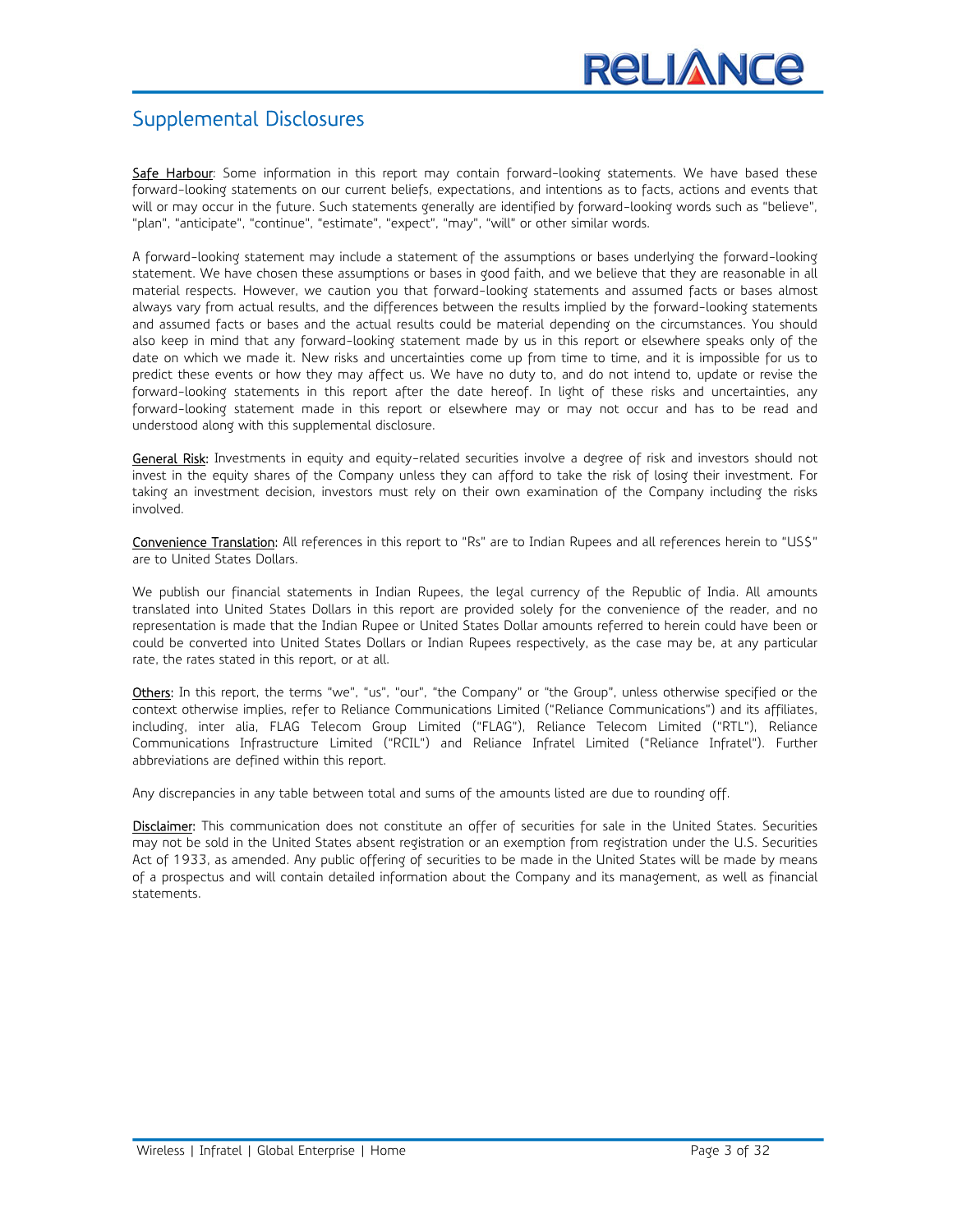## Supplemental Disclosures

Safe Harbour: Some information in this report may contain forward-looking statements. We have based these forward-looking statements on our current beliefs, expectations, and intentions as to facts, actions and events that will or may occur in the future. Such statements generally are identified by forward-looking words such as "believe", "plan", "anticipate", "continue", "estimate", "expect", "may", "will" or other similar words.

A forward-looking statement may include a statement of the assumptions or bases underlying the forward-looking statement. We have chosen these assumptions or bases in good faith, and we believe that they are reasonable in all material respects. However, we caution you that forward-looking statements and assumed facts or bases almost always vary from actual results, and the differences between the results implied by the forward-looking statements and assumed facts or bases and the actual results could be material depending on the circumstances. You should also keep in mind that any forward-looking statement made by us in this report or elsewhere speaks only of the date on which we made it. New risks and uncertainties come up from time to time, and it is impossible for us to predict these events or how they may affect us. We have no duty to, and do not intend to, update or revise the forward-looking statements in this report after the date hereof. In light of these risks and uncertainties, any forward-looking statement made in this report or elsewhere may or may not occur and has to be read and understood along with this supplemental disclosure.

General Risk: Investments in equity and equity-related securities involve a degree of risk and investors should not invest in the equity shares of the Company unless they can afford to take the risk of losing their investment. For taking an investment decision, investors must rely on their own examination of the Company including the risks involved.

Convenience Translation: All references in this report to "Rs" are to Indian Rupees and all references herein to "US$" are to United States Dollars.

We publish our financial statements in Indian Rupees, the legal currency of the Republic of India. All amounts translated into United States Dollars in this report are provided solely for the convenience of the reader, and no representation is made that the Indian Rupee or United States Dollar amounts referred to herein could have been or could be converted into United States Dollars or Indian Rupees respectively, as the case may be, at any particular rate, the rates stated in this report, or at all.

Others: In this report, the terms "we", "us", "our", "the Company" or "the Group", unless otherwise specified or the context otherwise implies, refer to Reliance Communications Limited ("Reliance Communications") and its affiliates, including, inter alia, FLAG Telecom Group Limited ("FLAG"), Reliance Telecom Limited ("RTL"), Reliance Communications Infrastructure Limited ("RCIL") and Reliance Infratel Limited ("Reliance Infratel"). Further abbreviations are defined within this report.

Any discrepancies in any table between total and sums of the amounts listed are due to rounding off.

Disclaimer: This communication does not constitute an offer of securities for sale in the United States. Securities may not be sold in the United States absent registration or an exemption from registration under the U.S. Securities Act of 1933, as amended. Any public offering of securities to be made in the United States will be made by means of a prospectus and will contain detailed information about the Company and its management, as well as financial statements.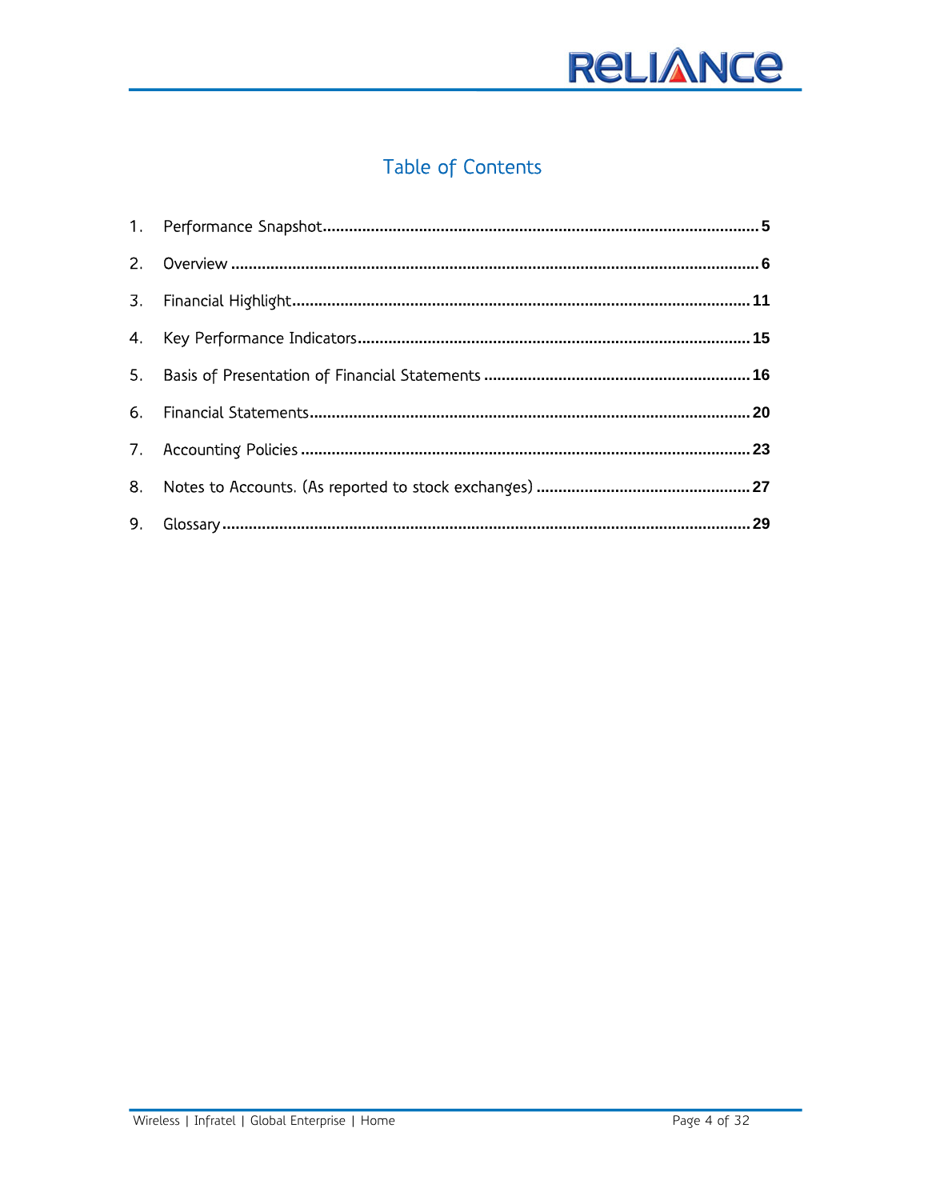# Table of Contents

1. Performance Snapshot .......... 5
2. Overview .......... 6
3. Financial Highlight .......... 11
4. Key Performance Indicators .......... 15
5. Basis of Presentation of Financial Statements .......... 16
6. Financial Statements .......... 20
7. Accounting Policies .......... 23
8. Notes to Accounts. (As reported to stock exchanges) .......... 27
9. Glossary .......... 29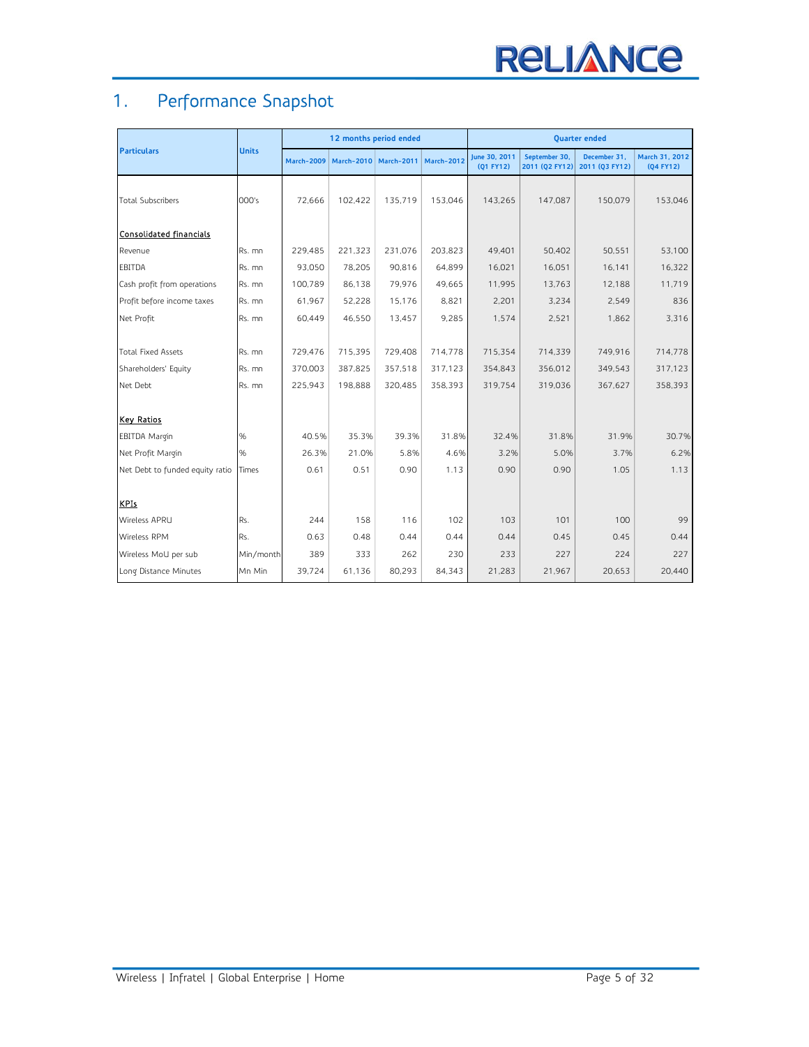# 1. Performance Snapshot

| Particulars | Units | 12 months period ended | | | | Quarter ended | | | |
|---|---|---|---|---|---|---|---|---|---|
| | | March-2009 | March-2010 | March-2011 | March-2012 | June 30, 2011 (Q1 FY12) | September 30, 2011 (Q2 FY12) | December 31, 2011 (Q3 FY12) | March 31, 2012 (Q4 FY12) |
| Total Subscribers | 000's | 72,666 | 102,422 | 135,719 | 153,046 | 143,265 | 147,087 | 150,079 | 153,046 |
| **Consolidated financials** | | | | | | | | | |
| Revenue | Rs. mn | 229,485 | 221,323 | 231,076 | 203,823 | 49,401 | 50,402 | 50,551 | 53,100 |
| EBITDA | Rs. mn | 93,050 | 78,205 | 90,816 | 64,899 | 16,021 | 16,051 | 16,141 | 16,322 |
| Cash profit from operations | Rs. mn | 100,789 | 86,138 | 79,976 | 49,665 | 11,995 | 13,763 | 12,188 | 11,719 |
| Profit before income taxes | Rs. mn | 61,967 | 52,228 | 15,176 | 8,821 | 2,201 | 3,234 | 2,549 | 836 |
| Net Profit | Rs. mn | 60,449 | 46,550 | 13,457 | 9,285 | 1,574 | 2,521 | 1,862 | 3,316 |
| Total Fixed Assets | Rs. mn | 729,476 | 715,395 | 729,408 | 714,778 | 715,354 | 714,339 | 749,916 | 714,778 |
| Shareholders' Equity | Rs. mn | 370,003 | 387,825 | 357,518 | 317,123 | 354,843 | 356,012 | 349,543 | 317,123 |
| Net Debt | Rs. mn | 225,943 | 198,888 | 320,485 | 358,393 | 319,754 | 319,036 | 367,627 | 358,393 |
| **Key Ratios** | | | | | | | | | |
| EBITDA Margin | % | 40.5% | 35.3% | 39.3% | 31.8% | 32.4% | 31.8% | 31.9% | 30.7% |
| Net Profit Margin | % | 26.3% | 21.0% | 5.8% | 4.6% | 3.2% | 5.0% | 3.7% | 6.2% |
| Net Debt to funded equity ratio | Times | 0.61 | 0.51 | 0.90 | 1.13 | 0.90 | 0.90 | 1.05 | 1.13 |
| **KPIs** | | | | | | | | | |
| Wireless APRU | Rs. | 244 | 158 | 116 | 102 | 103 | 101 | 100 | 99 |
| Wireless RPM | Rs. | 0.63 | 0.48 | 0.44 | 0.44 | 0.44 | 0.45 | 0.45 | 0.44 |
| Wireless MoU per sub | Min/month | 389 | 333 | 262 | 230 | 233 | 227 | 224 | 227 |
| Long Distance Minutes | Mn Min | 39,724 | 61,136 | 80,293 | 84,343 | 21,283 | 21,967 | 20,653 | 20,440 |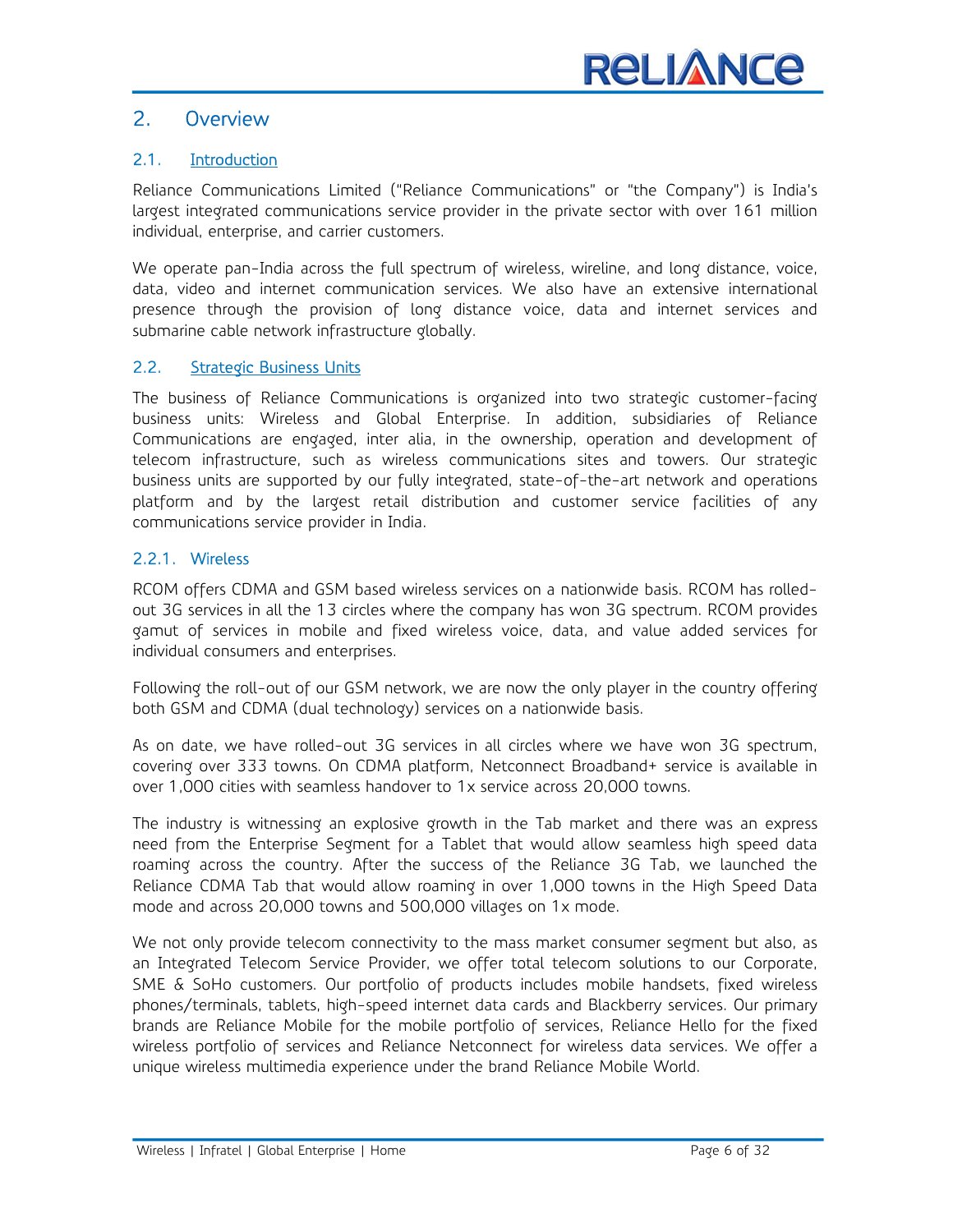## 2. Overview

### 2.1. Introduction

Reliance Communications Limited ("Reliance Communications" or "the Company") is India's largest integrated communications service provider in the private sector with over 161 million individual, enterprise, and carrier customers.

We operate pan-India across the full spectrum of wireless, wireline, and long distance, voice, data, video and internet communication services. We also have an extensive international presence through the provision of long distance voice, data and internet services and submarine cable network infrastructure globally.

### 2.2. Strategic Business Units

The business of Reliance Communications is organized into two strategic customer-facing business units: Wireless and Global Enterprise. In addition, subsidiaries of Reliance Communications are engaged, inter alia, in the ownership, operation and development of telecom infrastructure, such as wireless communications sites and towers. Our strategic business units are supported by our fully integrated, state-of-the-art network and operations platform and by the largest retail distribution and customer service facilities of any communications service provider in India.

#### 2.2.1. Wireless

RCOM offers CDMA and GSM based wireless services on a nationwide basis. RCOM has rolled-out 3G services in all the 13 circles where the company has won 3G spectrum. RCOM provides gamut of services in mobile and fixed wireless voice, data, and value added services for individual consumers and enterprises.

Following the roll-out of our GSM network, we are now the only player in the country offering both GSM and CDMA (dual technology) services on a nationwide basis.

As on date, we have rolled-out 3G services in all circles where we have won 3G spectrum, covering over 333 towns. On CDMA platform, Netconnect Broadband+ service is available in over 1,000 cities with seamless handover to 1x service across 20,000 towns.

The industry is witnessing an explosive growth in the Tab market and there was an express need from the Enterprise Segment for a Tablet that would allow seamless high speed data roaming across the country. After the success of the Reliance 3G Tab, we launched the Reliance CDMA Tab that would allow roaming in over 1,000 towns in the High Speed Data mode and across 20,000 towns and 500,000 villages on 1x mode.

We not only provide telecom connectivity to the mass market consumer segment but also, as an Integrated Telecom Service Provider, we offer total telecom solutions to our Corporate, SME & SoHo customers. Our portfolio of products includes mobile handsets, fixed wireless phones/terminals, tablets, high-speed internet data cards and Blackberry services. Our primary brands are Reliance Mobile for the mobile portfolio of services, Reliance Hello for the fixed wireless portfolio of services and Reliance Netconnect for wireless data services. We offer a unique wireless multimedia experience under the brand Reliance Mobile World.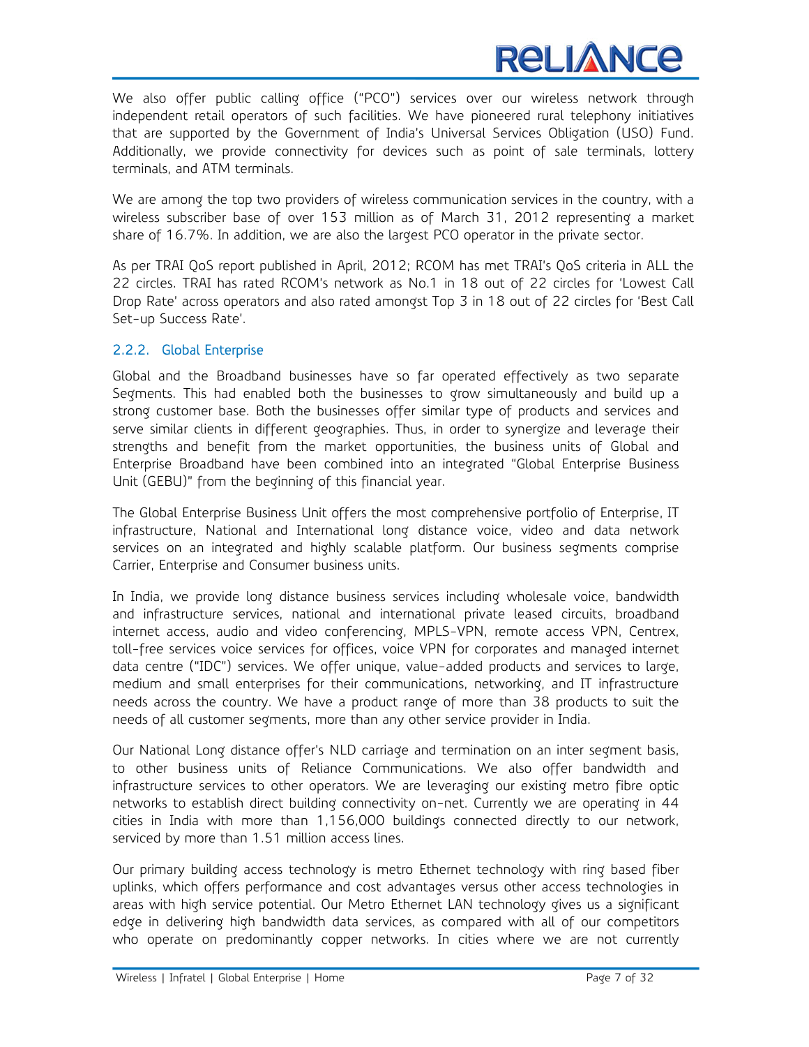We also offer public calling office ("PCO") services over our wireless network through independent retail operators of such facilities. We have pioneered rural telephony initiatives that are supported by the Government of India's Universal Services Obligation (USO) Fund. Additionally, we provide connectivity for devices such as point of sale terminals, lottery terminals, and ATM terminals.

We are among the top two providers of wireless communication services in the country, with a wireless subscriber base of over 153 million as of March 31, 2012 representing a market share of 16.7%. In addition, we are also the largest PCO operator in the private sector.

As per TRAI QoS report published in April, 2012; RCOM has met TRAI's QoS criteria in ALL the 22 circles. TRAI has rated RCOM's network as No.1 in 18 out of 22 circles for 'Lowest Call Drop Rate' across operators and also rated amongst Top 3 in 18 out of 22 circles for 'Best Call Set-up Success Rate'.

### 2.2.2. Global Enterprise

Global and the Broadband businesses have so far operated effectively as two separate Segments. This had enabled both the businesses to grow simultaneously and build up a strong customer base. Both the businesses offer similar type of products and services and serve similar clients in different geographies. Thus, in order to synergize and leverage their strengths and benefit from the market opportunities, the business units of Global and Enterprise Broadband have been combined into an integrated "Global Enterprise Business Unit (GEBU)" from the beginning of this financial year.

The Global Enterprise Business Unit offers the most comprehensive portfolio of Enterprise, IT infrastructure, National and International long distance voice, video and data network services on an integrated and highly scalable platform. Our business segments comprise Carrier, Enterprise and Consumer business units.

In India, we provide long distance business services including wholesale voice, bandwidth and infrastructure services, national and international private leased circuits, broadband internet access, audio and video conferencing, MPLS-VPN, remote access VPN, Centrex, toll-free services voice services for offices, voice VPN for corporates and managed internet data centre ("IDC") services. We offer unique, value-added products and services to large, medium and small enterprises for their communications, networking, and IT infrastructure needs across the country. We have a product range of more than 38 products to suit the needs of all customer segments, more than any other service provider in India.

Our National Long distance offer's NLD carriage and termination on an inter segment basis, to other business units of Reliance Communications. We also offer bandwidth and infrastructure services to other operators. We are leveraging our existing metro fibre optic networks to establish direct building connectivity on-net. Currently we are operating in 44 cities in India with more than 1,156,000 buildings connected directly to our network, serviced by more than 1.51 million access lines.

Our primary building access technology is metro Ethernet technology with ring based fiber uplinks, which offers performance and cost advantages versus other access technologies in areas with high service potential. Our Metro Ethernet LAN technology gives us a significant edge in delivering high bandwidth data services, as compared with all of our competitors who operate on predominantly copper networks. In cities where we are not currently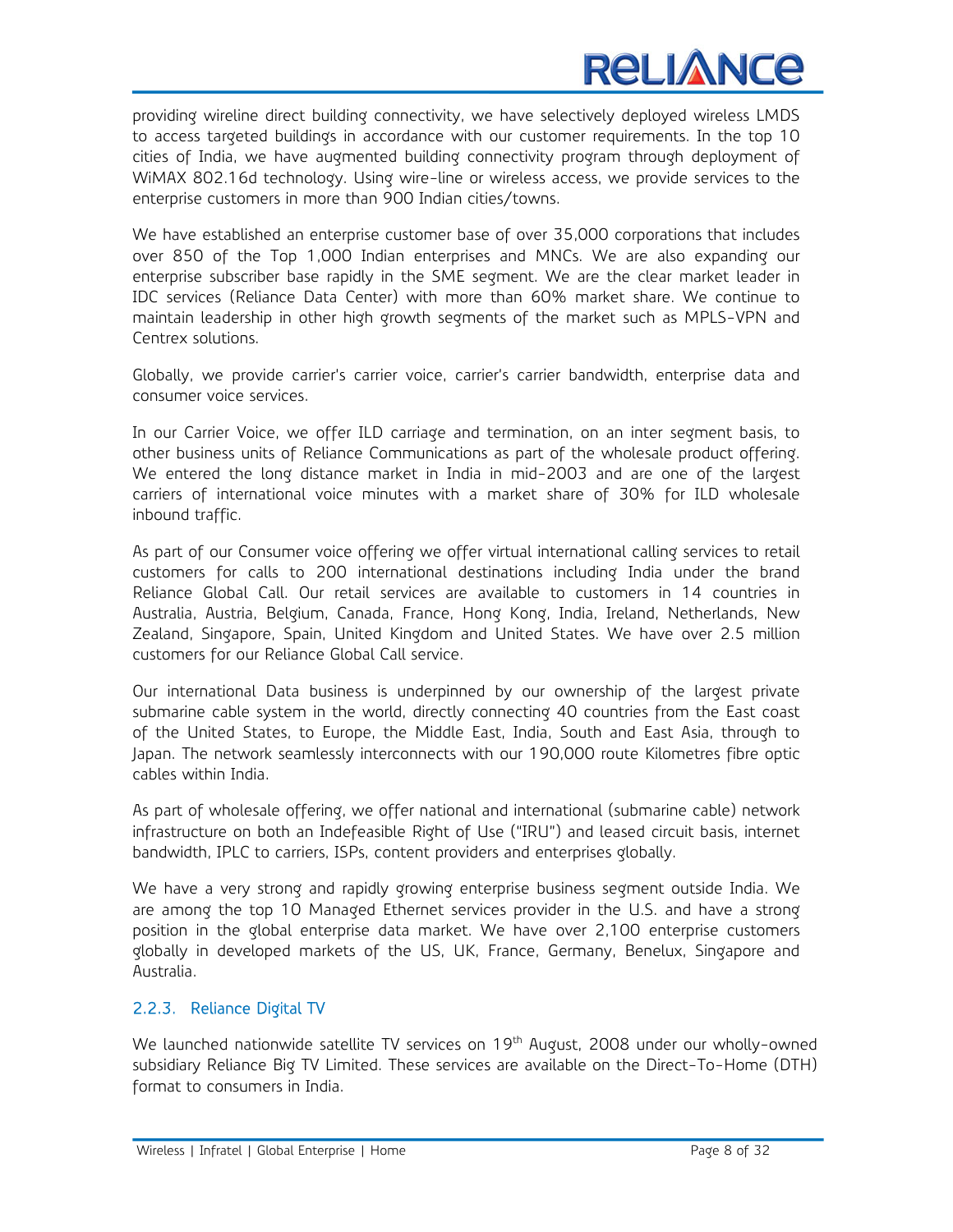providing wireline direct building connectivity, we have selectively deployed wireless LMDS to access targeted buildings in accordance with our customer requirements. In the top 10 cities of India, we have augmented building connectivity program through deployment of WiMAX 802.16d technology. Using wire-line or wireless access, we provide services to the enterprise customers in more than 900 Indian cities/towns.

We have established an enterprise customer base of over 35,000 corporations that includes over 850 of the Top 1,000 Indian enterprises and MNCs. We are also expanding our enterprise subscriber base rapidly in the SME segment. We are the clear market leader in IDC services (Reliance Data Center) with more than 60% market share. We continue to maintain leadership in other high growth segments of the market such as MPLS-VPN and Centrex solutions.

Globally, we provide carrier's carrier voice, carrier's carrier bandwidth, enterprise data and consumer voice services.

In our Carrier Voice, we offer ILD carriage and termination, on an inter segment basis, to other business units of Reliance Communications as part of the wholesale product offering. We entered the long distance market in India in mid-2003 and are one of the largest carriers of international voice minutes with a market share of 30% for ILD wholesale inbound traffic.

As part of our Consumer voice offering we offer virtual international calling services to retail customers for calls to 200 international destinations including India under the brand Reliance Global Call. Our retail services are available to customers in 14 countries in Australia, Austria, Belgium, Canada, France, Hong Kong, India, Ireland, Netherlands, New Zealand, Singapore, Spain, United Kingdom and United States. We have over 2.5 million customers for our Reliance Global Call service.

Our international Data business is underpinned by our ownership of the largest private submarine cable system in the world, directly connecting 40 countries from the East coast of the United States, to Europe, the Middle East, India, South and East Asia, through to Japan. The network seamlessly interconnects with our 190,000 route Kilometres fibre optic cables within India.

As part of wholesale offering, we offer national and international (submarine cable) network infrastructure on both an Indefeasible Right of Use ("IRU") and leased circuit basis, internet bandwidth, IPLC to carriers, ISPs, content providers and enterprises globally.

We have a very strong and rapidly growing enterprise business segment outside India. We are among the top 10 Managed Ethernet services provider in the U.S. and have a strong position in the global enterprise data market. We have over 2,100 enterprise customers globally in developed markets of the US, UK, France, Germany, Benelux, Singapore and Australia.

### 2.2.3. Reliance Digital TV

We launched nationwide satellite TV services on 19th August, 2008 under our wholly-owned subsidiary Reliance Big TV Limited. These services are available on the Direct-To-Home (DTH) format to consumers in India.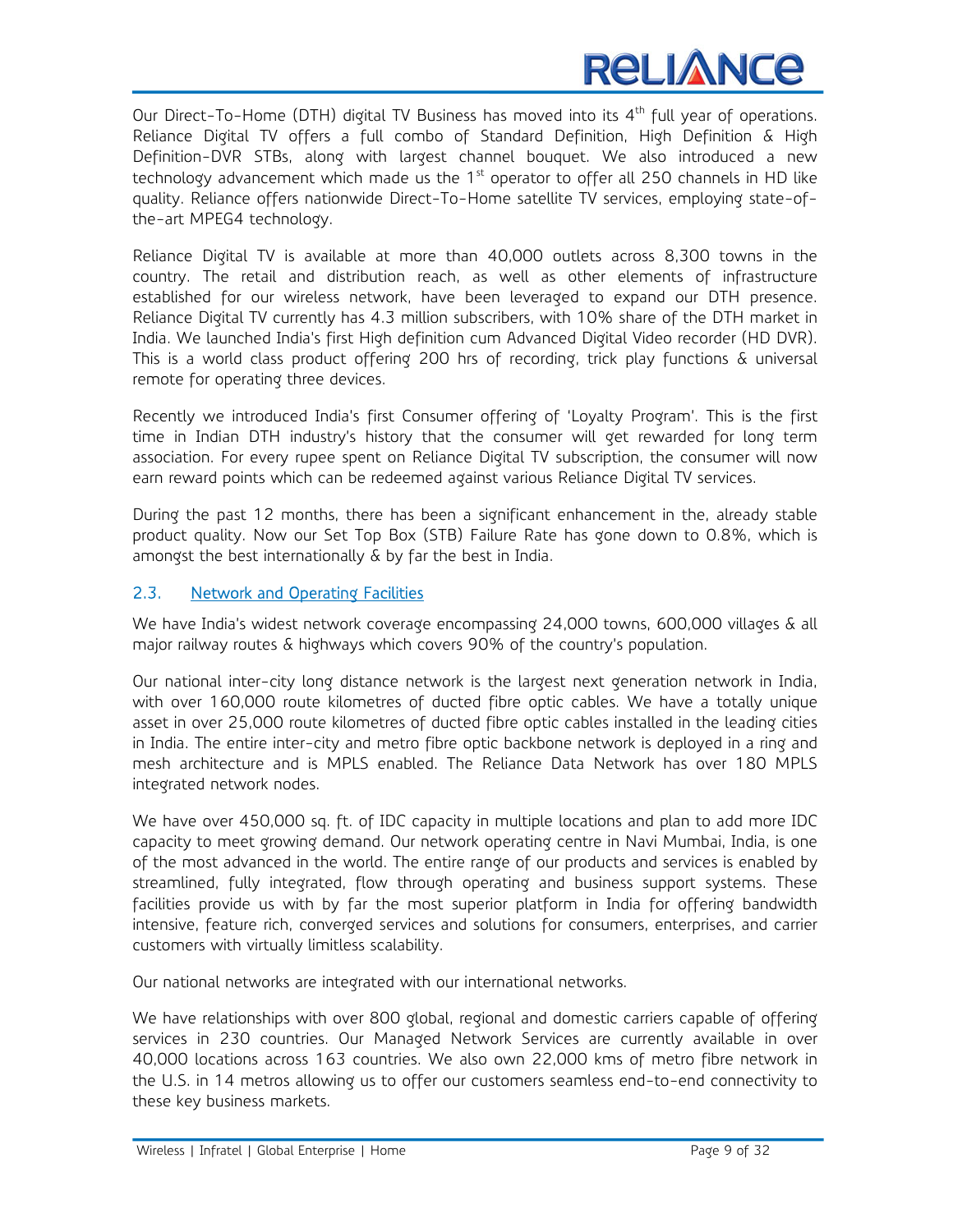Our Direct-To-Home (DTH) digital TV Business has moved into its 4th full year of operations. Reliance Digital TV offers a full combo of Standard Definition, High Definition & High Definition-DVR STBs, along with largest channel bouquet. We also introduced a new technology advancement which made us the 1st operator to offer all 250 channels in HD like quality. Reliance offers nationwide Direct-To-Home satellite TV services, employing state-of-the-art MPEG4 technology.

Reliance Digital TV is available at more than 40,000 outlets across 8,300 towns in the country. The retail and distribution reach, as well as other elements of infrastructure established for our wireless network, have been leveraged to expand our DTH presence. Reliance Digital TV currently has 4.3 million subscribers, with 10% share of the DTH market in India. We launched India's first High definition cum Advanced Digital Video recorder (HD DVR). This is a world class product offering 200 hrs of recording, trick play functions & universal remote for operating three devices.

Recently we introduced India's first Consumer offering of 'Loyalty Program'. This is the first time in Indian DTH industry's history that the consumer will get rewarded for long term association. For every rupee spent on Reliance Digital TV subscription, the consumer will now earn reward points which can be redeemed against various Reliance Digital TV services.

During the past 12 months, there has been a significant enhancement in the, already stable product quality. Now our Set Top Box (STB) Failure Rate has gone down to 0.8%, which is amongst the best internationally & by far the best in India.

### 2.3. Network and Operating Facilities

We have India's widest network coverage encompassing 24,000 towns, 600,000 villages & all major railway routes & highways which covers 90% of the country's population.

Our national inter-city long distance network is the largest next generation network in India, with over 160,000 route kilometres of ducted fibre optic cables. We have a totally unique asset in over 25,000 route kilometres of ducted fibre optic cables installed in the leading cities in India. The entire inter-city and metro fibre optic backbone network is deployed in a ring and mesh architecture and is MPLS enabled. The Reliance Data Network has over 180 MPLS integrated network nodes.

We have over 450,000 sq. ft. of IDC capacity in multiple locations and plan to add more IDC capacity to meet growing demand. Our network operating centre in Navi Mumbai, India, is one of the most advanced in the world. The entire range of our products and services is enabled by streamlined, fully integrated, flow through operating and business support systems. These facilities provide us with by far the most superior platform in India for offering bandwidth intensive, feature rich, converged services and solutions for consumers, enterprises, and carrier customers with virtually limitless scalability.

Our national networks are integrated with our international networks.

We have relationships with over 800 global, regional and domestic carriers capable of offering services in 230 countries. Our Managed Network Services are currently available in over 40,000 locations across 163 countries. We also own 22,000 kms of metro fibre network in the U.S. in 14 metros allowing us to offer our customers seamless end-to-end connectivity to these key business markets.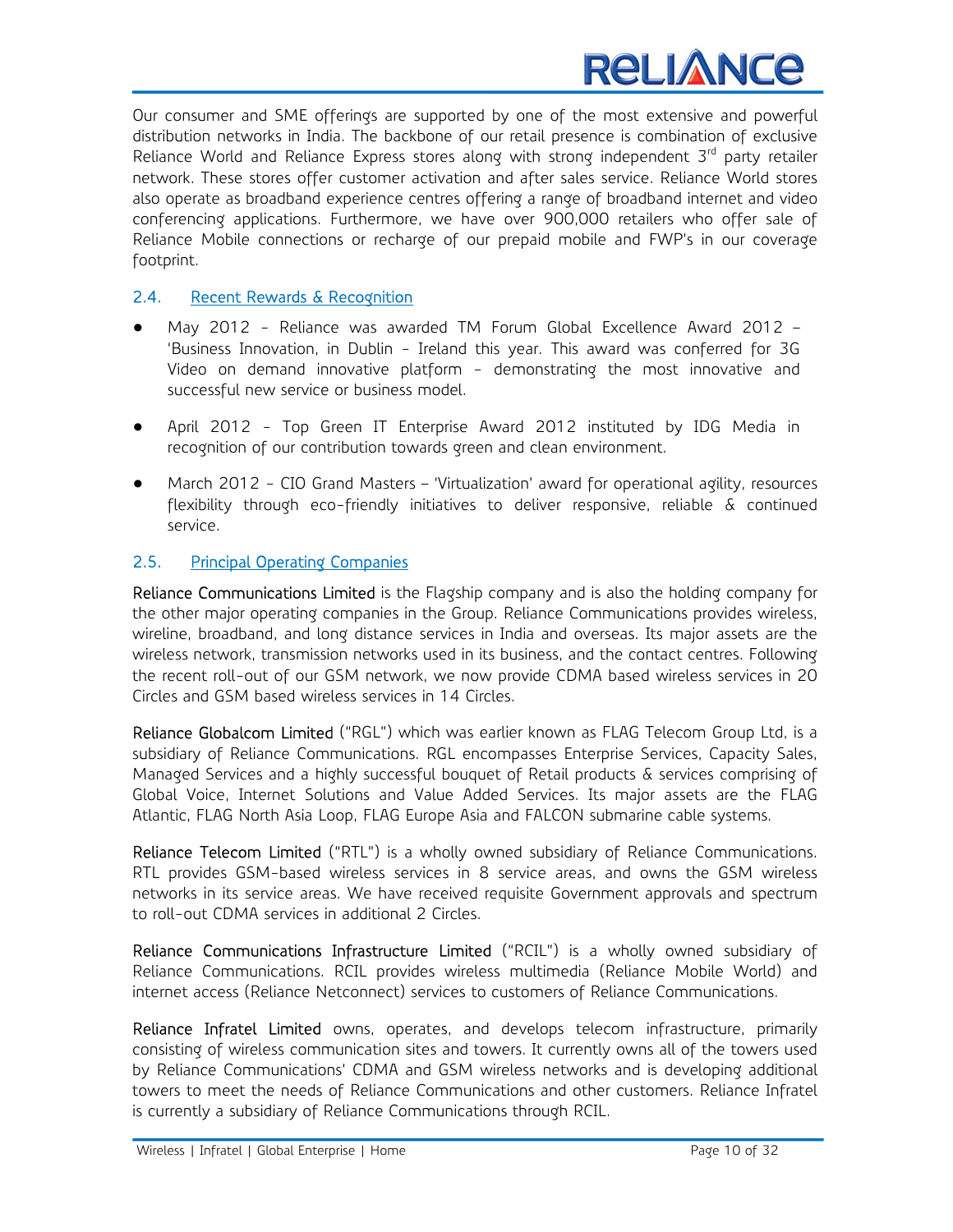Our consumer and SME offerings are supported by one of the most extensive and powerful distribution networks in India. The backbone of our retail presence is combination of exclusive Reliance World and Reliance Express stores along with strong independent 3rd party retailer network. These stores offer customer activation and after sales service. Reliance World stores also operate as broadband experience centres offering a range of broadband internet and video conferencing applications. Furthermore, we have over 900,000 retailers who offer sale of Reliance Mobile connections or recharge of our prepaid mobile and FWP's in our coverage footprint.

## 2.4. Recent Rewards & Recognition

- May 2012 - Reliance was awarded TM Forum Global Excellence Award 2012 – 'Business Innovation, in Dublin - Ireland this year. This award was conferred for 3G Video on demand innovative platform - demonstrating the most innovative and successful new service or business model.
- April 2012 - Top Green IT Enterprise Award 2012 instituted by IDG Media in recognition of our contribution towards green and clean environment.
- March 2012 - CIO Grand Masters – 'Virtualization' award for operational agility, resources flexibility through eco-friendly initiatives to deliver responsive, reliable & continued service.

## 2.5. Principal Operating Companies

**Reliance Communications Limited** is the Flagship company and is also the holding company for the other major operating companies in the Group. Reliance Communications provides wireless, wireline, broadband, and long distance services in India and overseas. Its major assets are the wireless network, transmission networks used in its business, and the contact centres. Following the recent roll-out of our GSM network, we now provide CDMA based wireless services in 20 Circles and GSM based wireless services in 14 Circles.

**Reliance Globalcom Limited** ("RGL") which was earlier known as FLAG Telecom Group Ltd, is a subsidiary of Reliance Communications. RGL encompasses Enterprise Services, Capacity Sales, Managed Services and a highly successful bouquet of Retail products & services comprising of Global Voice, Internet Solutions and Value Added Services. Its major assets are the FLAG Atlantic, FLAG North Asia Loop, FLAG Europe Asia and FALCON submarine cable systems.

**Reliance Telecom Limited** ("RTL") is a wholly owned subsidiary of Reliance Communications. RTL provides GSM-based wireless services in 8 service areas, and owns the GSM wireless networks in its service areas. We have received requisite Government approvals and spectrum to roll-out CDMA services in additional 2 Circles.

**Reliance Communications Infrastructure Limited** ("RCIL") is a wholly owned subsidiary of Reliance Communications. RCIL provides wireless multimedia (Reliance Mobile World) and internet access (Reliance Netconnect) services to customers of Reliance Communications.

**Reliance Infratel Limited** owns, operates, and develops telecom infrastructure, primarily consisting of wireless communication sites and towers. It currently owns all of the towers used by Reliance Communications' CDMA and GSM wireless networks and is developing additional towers to meet the needs of Reliance Communications and other customers. Reliance Infratel is currently a subsidiary of Reliance Communications through RCIL.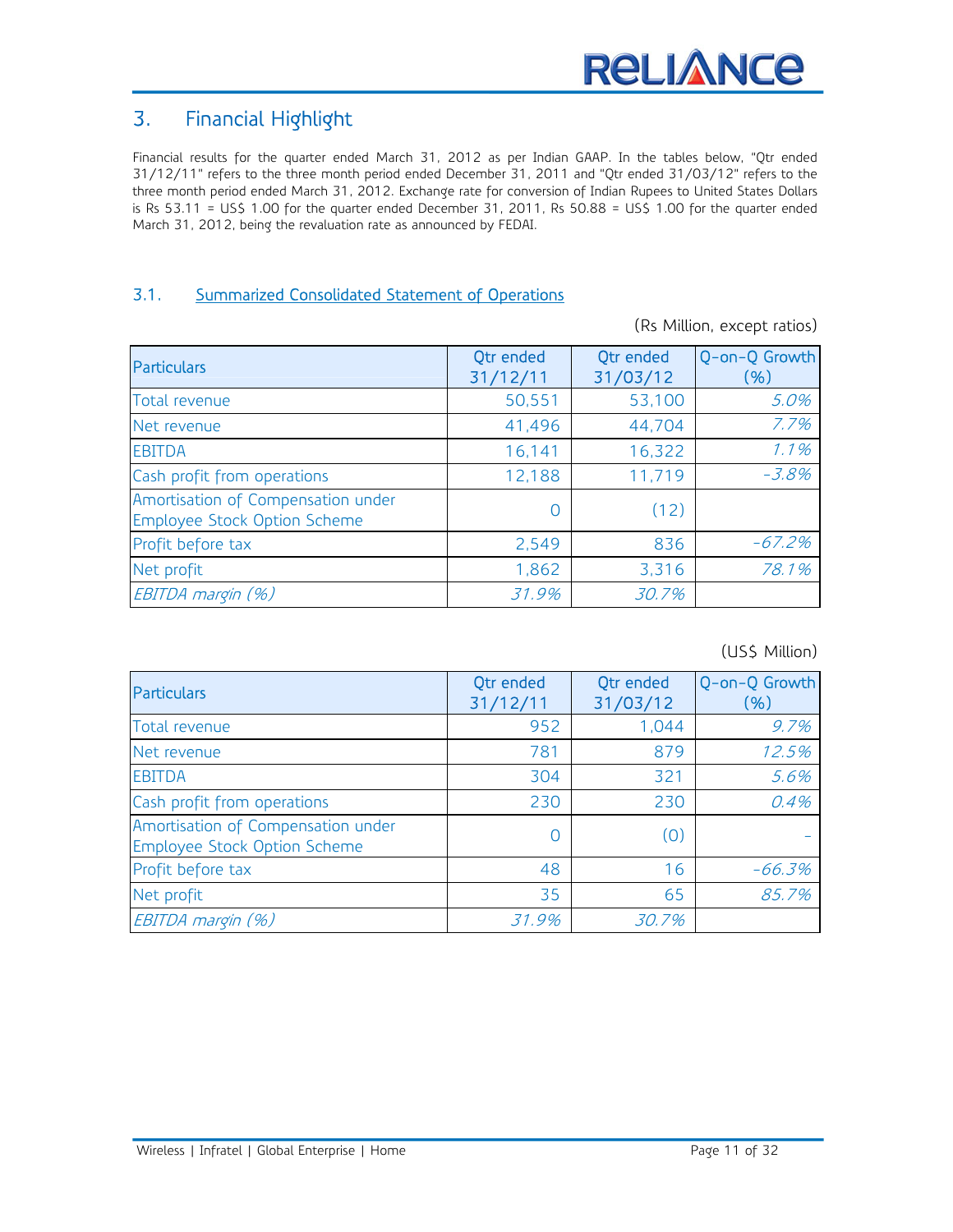## 3. Financial Highlight

Financial results for the quarter ended March 31, 2012 as per Indian GAAP. In the tables below, "Qtr ended 31/12/11" refers to the three month period ended December 31, 2011 and "Qtr ended 31/03/12" refers to the three month period ended March 31, 2012. Exchange rate for conversion of Indian Rupees to United States Dollars is Rs 53.11 = US$ 1.00 for the quarter ended December 31, 2011, Rs 50.88 = US$ 1.00 for the quarter ended March 31, 2012, being the revaluation rate as announced by FEDAI.

### 3.1. Summarized Consolidated Statement of Operations

(Rs Million, except ratios)

| Particulars | Qtr ended 31/12/11 | Qtr ended 31/03/12 | Q-on-Q Growth (%) |
|---|---|---|---|
| Total revenue | 50,551 | 53,100 | *5.0%* |
| Net revenue | 41,496 | 44,704 | *7.7%* |
| EBITDA | 16,141 | 16,322 | *1.1%* |
| Cash profit from operations | 12,188 | 11,719 | *-3.8%* |
| Amortisation of Compensation under Employee Stock Option Scheme | 0 | (12) | |
| Profit before tax | 2,549 | 836 | *-67.2%* |
| Net profit | 1,862 | 3,316 | *78.1%* |
| *EBITDA margin (%)* | *31.9%* | *30.7%* | |

(US$ Million)

| Particulars | Qtr ended 31/12/11 | Qtr ended 31/03/12 | Q-on-Q Growth (%) |
|---|---|---|---|
| Total revenue | 952 | 1,044 | *9.7%* |
| Net revenue | 781 | 879 | *12.5%* |
| EBITDA | 304 | 321 | *5.6%* |
| Cash profit from operations | 230 | 230 | *0.4%* |
| Amortisation of Compensation under Employee Stock Option Scheme | 0 | (0) | - |
| Profit before tax | 48 | 16 | *-66.3%* |
| Net profit | 35 | 65 | *85.7%* |
| *EBITDA margin (%)* | *31.9%* | *30.7%* | |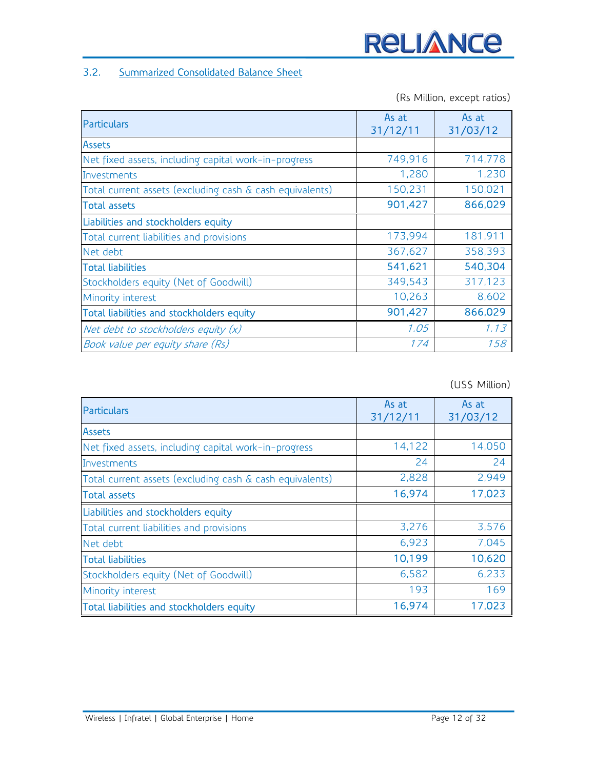### 3.2. Summarized Consolidated Balance Sheet

(Rs Million, except ratios)

| Particulars | As at 31/12/11 | As at 31/03/12 |
|---|---|---|
| Assets | | |
| Net fixed assets, including capital work-in-progress | 749,916 | 714,778 |
| Investments | 1,280 | 1,230 |
| Total current assets (excluding cash & cash equivalents) | 150,231 | 150,021 |
| **Total assets** | **901,427** | **866,029** |
| Liabilities and stockholders equity | | |
| Total current liabilities and provisions | 173,994 | 181,911 |
| Net debt | 367,627 | 358,393 |
| **Total liabilities** | **541,621** | **540,304** |
| Stockholders equity (Net of Goodwill) | 349,543 | 317,123 |
| Minority interest | 10,263 | 8,602 |
| **Total liabilities and stockholders equity** | **901,427** | **866,029** |
| *Net debt to stockholders equity (x)* | *1.05* | *1.13* |
| *Book value per equity share (Rs)* | *174* | *158* |

(US$ Million)

| Particulars | As at 31/12/11 | As at 31/03/12 |
|---|---|---|
| Assets | | |
| Net fixed assets, including capital work-in-progress | 14,122 | 14,050 |
| Investments | 24 | 24 |
| Total current assets (excluding cash & cash equivalents) | 2,828 | 2,949 |
| **Total assets** | **16,974** | **17,023** |
| Liabilities and stockholders equity | | |
| Total current liabilities and provisions | 3,276 | 3,576 |
| Net debt | 6,923 | 7,045 |
| **Total liabilities** | **10,199** | **10,620** |
| Stockholders equity (Net of Goodwill) | 6,582 | 6,233 |
| Minority interest | 193 | 169 |
| **Total liabilities and stockholders equity** | **16,974** | **17,023** |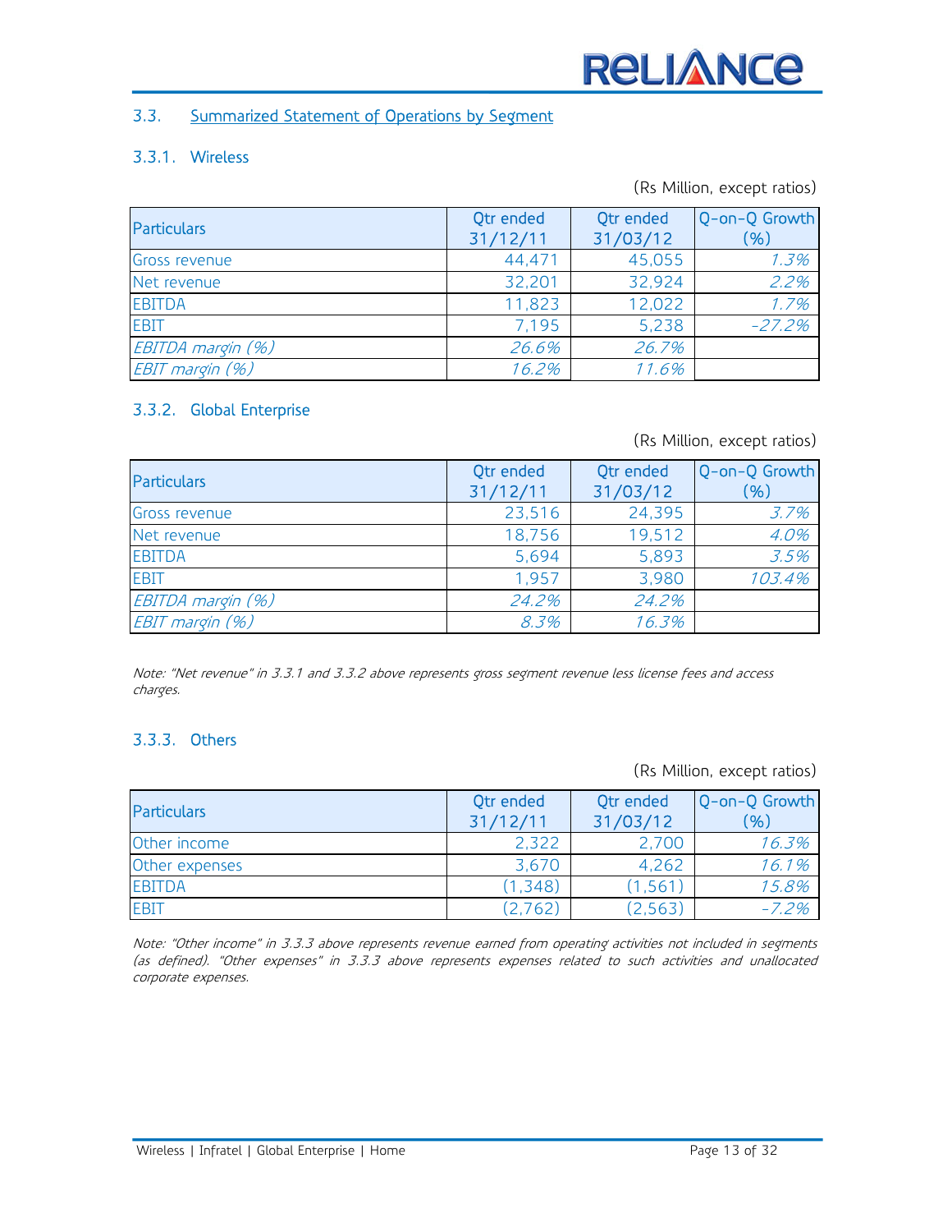### 3.3. Summarized Statement of Operations by Segment

#### 3.3.1. Wireless

(Rs Million, except ratios)

| Particulars | Qtr ended 31/12/11 | Qtr ended 31/03/12 | Q-on-Q Growth (%) |
|---|---|---|---|
| Gross revenue | 44,471 | 45,055 | *1.3%* |
| Net revenue | 32,201 | 32,924 | *2.2%* |
| EBITDA | 11,823 | 12,022 | *1.7%* |
| EBIT | 7,195 | 5,238 | *-27.2%* |
| *EBITDA margin (%)* | *26.6%* | *26.7%* | |
| *EBIT margin (%)* | *16.2%* | *11.6%* | |

#### 3.3.2. Global Enterprise

(Rs Million, except ratios)

| Particulars | Qtr ended 31/12/11 | Qtr ended 31/03/12 | Q-on-Q Growth (%) |
|---|---|---|---|
| Gross revenue | 23,516 | 24,395 | *3.7%* |
| Net revenue | 18,756 | 19,512 | *4.0%* |
| EBITDA | 5,694 | 5,893 | *3.5%* |
| EBIT | 1,957 | 3,980 | *103.4%* |
| *EBITDA margin (%)* | *24.2%* | *24.2%* | |
| *EBIT margin (%)* | *8.3%* | *16.3%* | |

*Note: "Net revenue" in 3.3.1 and 3.3.2 above represents gross segment revenue less license fees and access charges.*

#### 3.3.3. Others

(Rs Million, except ratios)

| Particulars | Qtr ended 31/12/11 | Qtr ended 31/03/12 | Q-on-Q Growth (%) |
|---|---|---|---|
| Other income | 2,322 | 2,700 | *16.3%* |
| Other expenses | 3,670 | 4,262 | *16.1%* |
| EBITDA | (1,348) | (1,561) | *15.8%* |
| EBIT | (2,762) | (2,563) | *-7.2%* |

*Note: "Other income" in 3.3.3 above represents revenue earned from operating activities not included in segments (as defined). "Other expenses" in 3.3.3 above represents expenses related to such activities and unallocated corporate expenses.*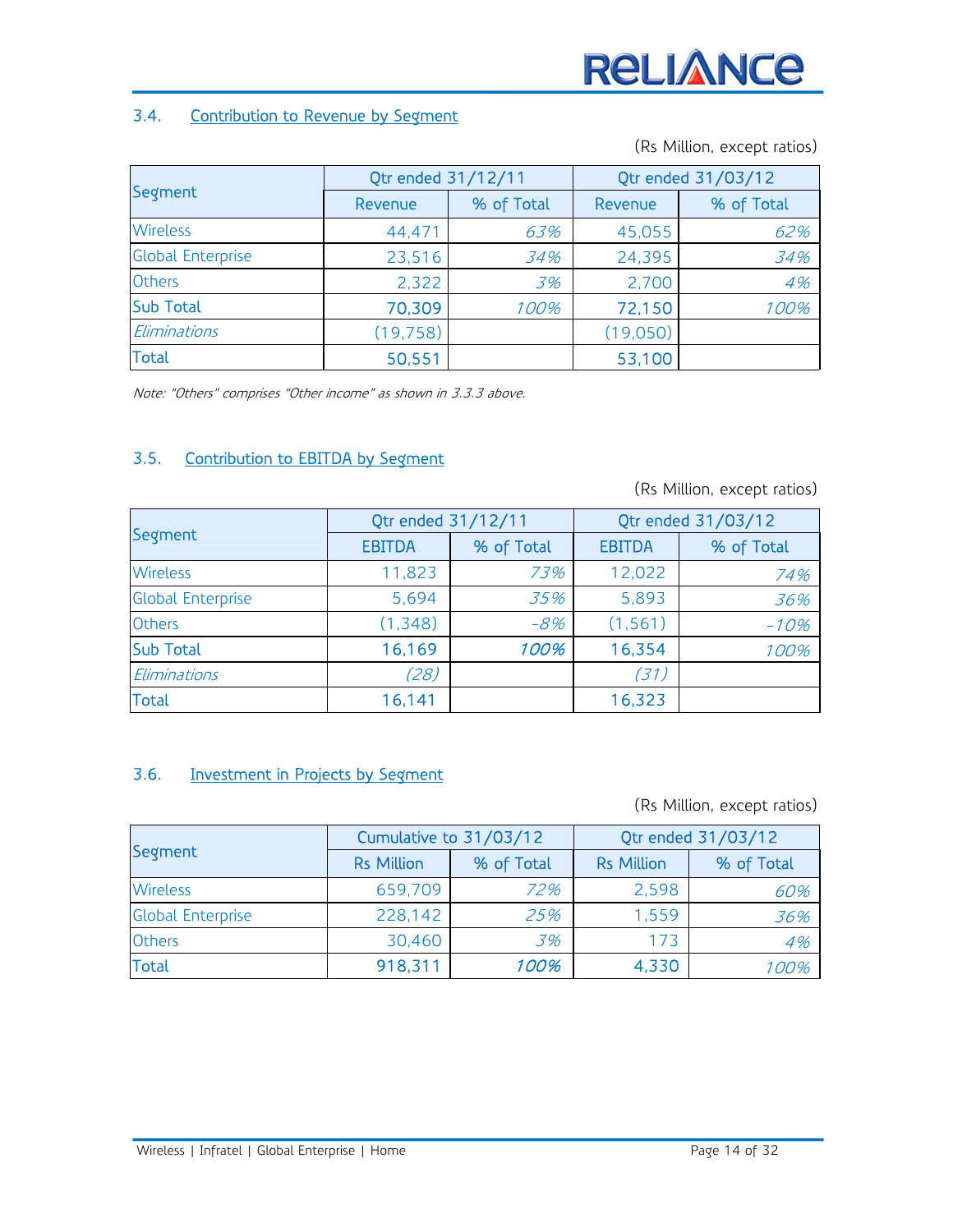### 3.4. Contribution to Revenue by Segment

(Rs Million, except ratios)

| Segment | Qtr ended 31/12/11 | | Qtr ended 31/03/12 | |
|---|---|---|---|---|
| | Revenue | % of Total | Revenue | % of Total |
| Wireless | 44,471 | *63%* | 45,055 | *62%* |
| Global Enterprise | 23,516 | *34%* | 24,395 | *34%* |
| Others | 2,322 | *3%* | 2,700 | *4%* |
| Sub Total | 70,309 | *100%* | 72,150 | *100%* |
| *Eliminations* | (19,758) | | (19,050) | |
| Total | 50,551 | | 53,100 | |

*Note: "Others" comprises "Other income" as shown in 3.3.3 above.*

### 3.5. Contribution to EBITDA by Segment

(Rs Million, except ratios)

| Segment | Qtr ended 31/12/11 | | Qtr ended 31/03/12 | |
|---|---|---|---|---|
| | EBITDA | % of Total | EBITDA | % of Total |
| Wireless | 11,823 | *73%* | 12,022 | *74%* |
| Global Enterprise | 5,694 | *35%* | 5,893 | *36%* |
| Others | (1,348) | *-8%* | (1,561) | *-10%* |
| Sub Total | 16,169 | ***100%*** | 16,354 | *100%* |
| *Eliminations* | *(28)* | | *(31)* | |
| Total | 16,141 | | 16,323 | |

### 3.6. Investment in Projects by Segment

(Rs Million, except ratios)

| Segment | Cumulative to 31/03/12 | | Qtr ended 31/03/12 | |
|---|---|---|---|---|
| | Rs Million | % of Total | Rs Million | % of Total |
| Wireless | 659,709 | *72%* | 2,598 | *60%* |
| Global Enterprise | 228,142 | *25%* | 1,559 | *36%* |
| Others | 30,460 | *3%* | 173 | *4%* |
| Total | 918,311 | *100%* | 4,330 | *100%* |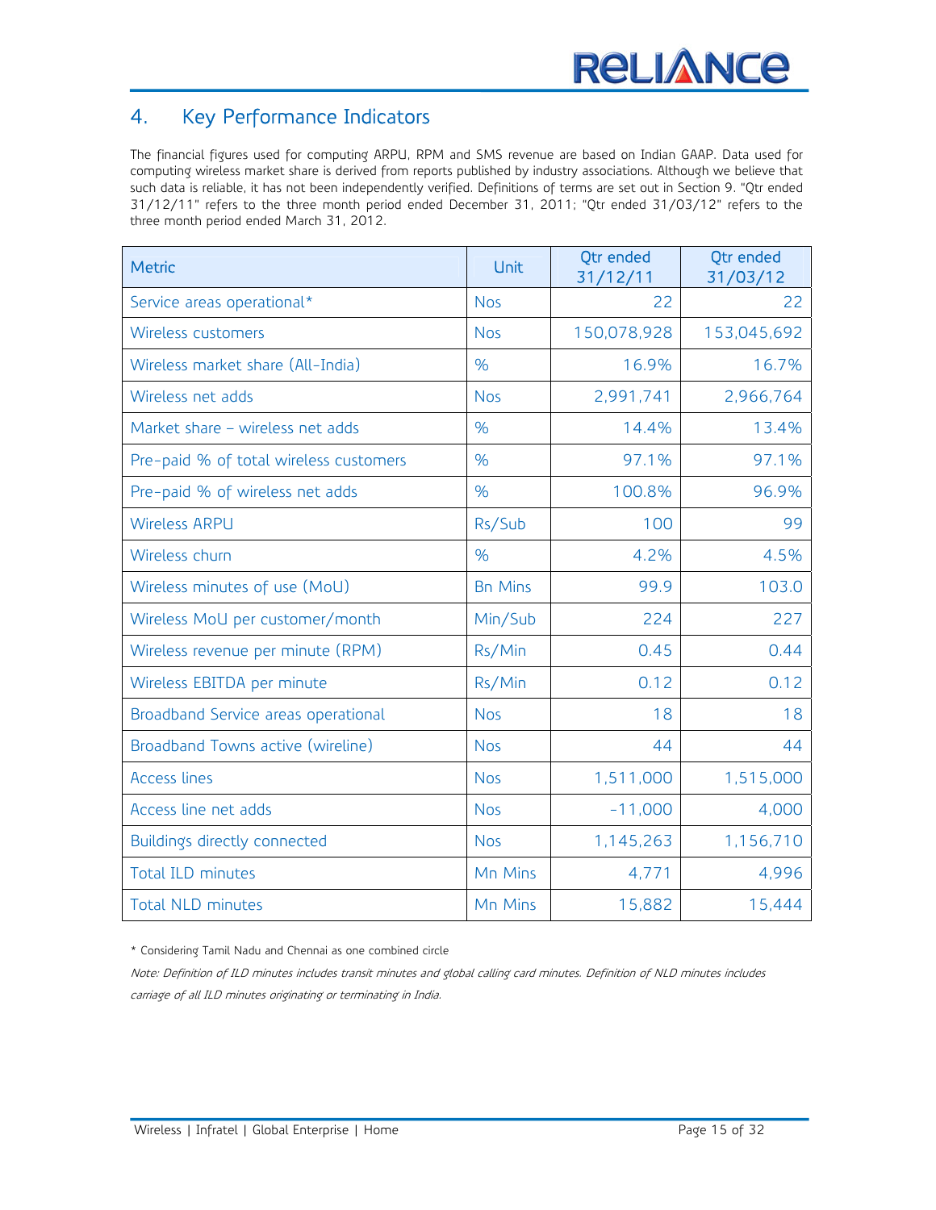## 4. Key Performance Indicators

The financial figures used for computing ARPU, RPM and SMS revenue are based on Indian GAAP. Data used for computing wireless market share is derived from reports published by industry associations. Although we believe that such data is reliable, it has not been independently verified. Definitions of terms are set out in Section 9. "Qtr ended 31/12/11" refers to the three month period ended December 31, 2011; "Qtr ended 31/03/12" refers to the three month period ended March 31, 2012.

| Metric | Unit | Qtr ended 31/12/11 | Qtr ended 31/03/12 |
|---|---|---|---|
| Service areas operational* | Nos | 22 | 22 |
| Wireless customers | Nos | 150,078,928 | 153,045,692 |
| Wireless market share (All-India) | % | 16.9% | 16.7% |
| Wireless net adds | Nos | 2,991,741 | 2,966,764 |
| Market share – wireless net adds | % | 14.4% | 13.4% |
| Pre-paid % of total wireless customers | % | 97.1% | 97.1% |
| Pre-paid % of wireless net adds | % | 100.8% | 96.9% |
| Wireless ARPU | Rs/Sub | 100 | 99 |
| Wireless churn | % | 4.2% | 4.5% |
| Wireless minutes of use (MoU) | Bn Mins | 99.9 | 103.0 |
| Wireless MoU per customer/month | Min/Sub | 224 | 227 |
| Wireless revenue per minute (RPM) | Rs/Min | 0.45 | 0.44 |
| Wireless EBITDA per minute | Rs/Min | 0.12 | 0.12 |
| Broadband Service areas operational | Nos | 18 | 18 |
| Broadband Towns active (wireline) | Nos | 44 | 44 |
| Access lines | Nos | 1,511,000 | 1,515,000 |
| Access line net adds | Nos | -11,000 | 4,000 |
| Buildings directly connected | Nos | 1,145,263 | 1,156,710 |
| Total ILD minutes | Mn Mins | 4,771 | 4,996 |
| Total NLD minutes | Mn Mins | 15,882 | 15,444 |

\* Considering Tamil Nadu and Chennai as one combined circle

*Note: Definition of ILD minutes includes transit minutes and global calling card minutes. Definition of NLD minutes includes carriage of all ILD minutes originating or terminating in India.*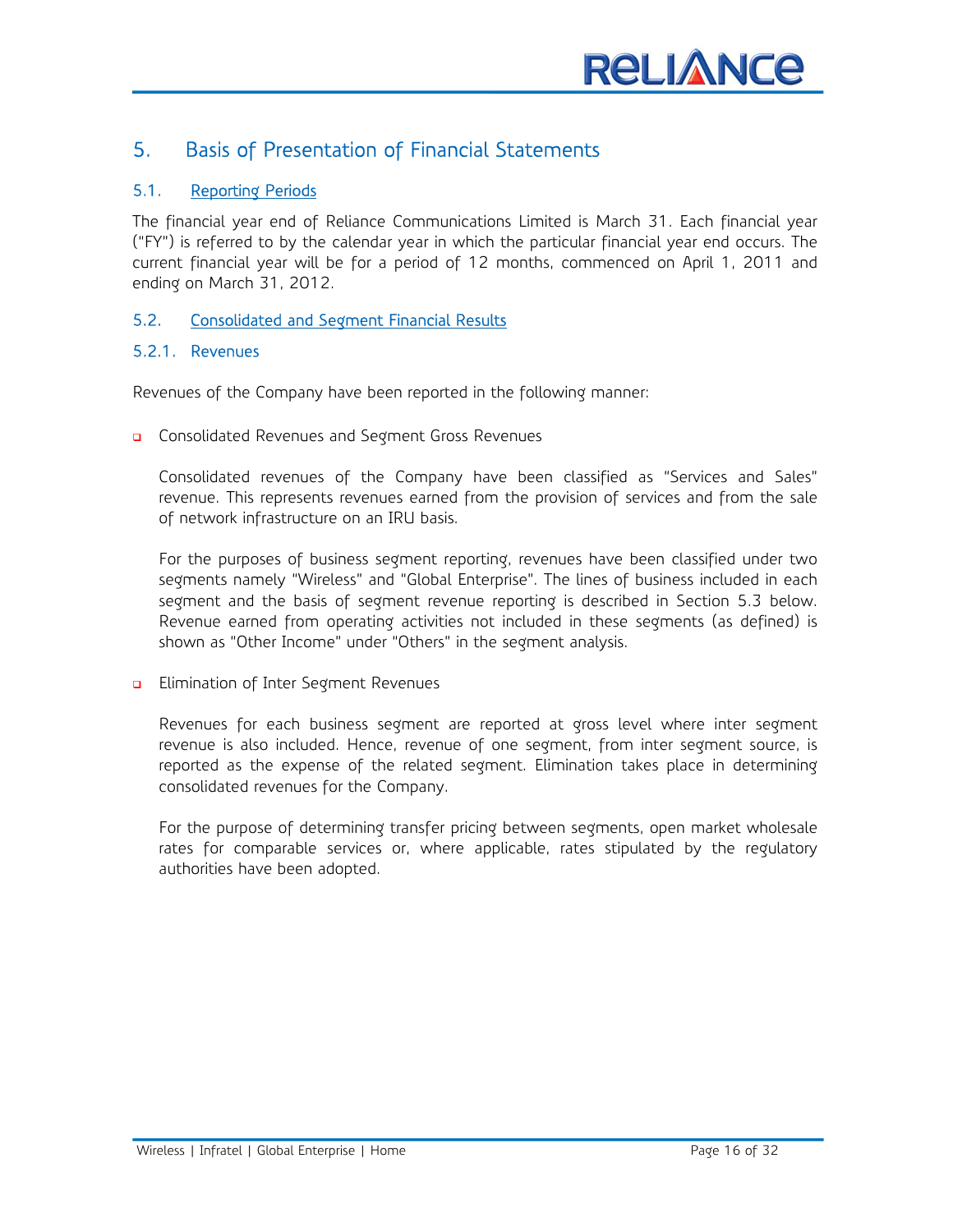## 5. Basis of Presentation of Financial Statements

### 5.1. Reporting Periods

The financial year end of Reliance Communications Limited is March 31. Each financial year ("FY") is referred to by the calendar year in which the particular financial year end occurs. The current financial year will be for a period of 12 months, commenced on April 1, 2011 and ending on March 31, 2012.

### 5.2. Consolidated and Segment Financial Results

#### 5.2.1. Revenues

Revenues of the Company have been reported in the following manner:

- Consolidated Revenues and Segment Gross Revenues

  Consolidated revenues of the Company have been classified as "Services and Sales" revenue. This represents revenues earned from the provision of services and from the sale of network infrastructure on an IRU basis.

  For the purposes of business segment reporting, revenues have been classified under two segments namely "Wireless" and "Global Enterprise". The lines of business included in each segment and the basis of segment revenue reporting is described in Section 5.3 below. Revenue earned from operating activities not included in these segments (as defined) is shown as "Other Income" under "Others" in the segment analysis.

- Elimination of Inter Segment Revenues

  Revenues for each business segment are reported at gross level where inter segment revenue is also included. Hence, revenue of one segment, from inter segment source, is reported as the expense of the related segment. Elimination takes place in determining consolidated revenues for the Company.

  For the purpose of determining transfer pricing between segments, open market wholesale rates for comparable services or, where applicable, rates stipulated by the regulatory authorities have been adopted.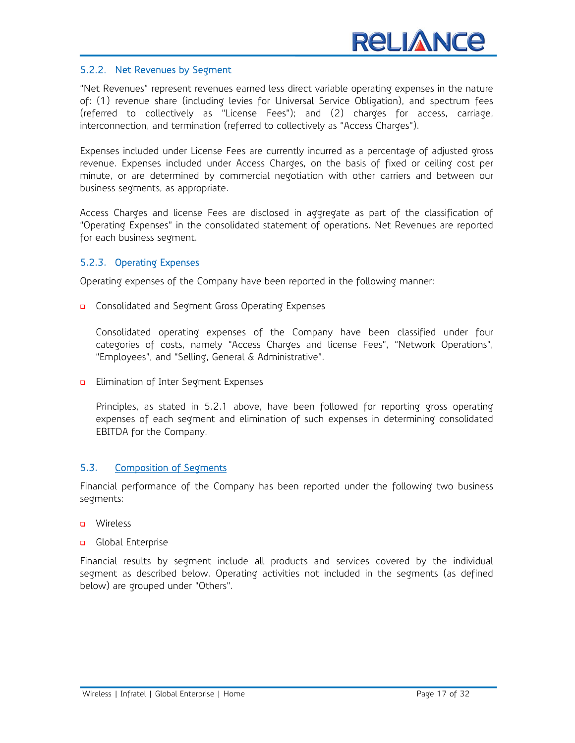### 5.2.2. Net Revenues by Segment

"Net Revenues" represent revenues earned less direct variable operating expenses in the nature of: (1) revenue share (including levies for Universal Service Obligation), and spectrum fees (referred to collectively as "License Fees"); and (2) charges for access, carriage, interconnection, and termination (referred to collectively as "Access Charges").

Expenses included under License Fees are currently incurred as a percentage of adjusted gross revenue. Expenses included under Access Charges, on the basis of fixed or ceiling cost per minute, or are determined by commercial negotiation with other carriers and between our business segments, as appropriate.

Access Charges and license Fees are disclosed in aggregate as part of the classification of "Operating Expenses" in the consolidated statement of operations. Net Revenues are reported for each business segment.

### 5.2.3. Operating Expenses

Operating expenses of the Company have been reported in the following manner:

- Consolidated and Segment Gross Operating Expenses

  Consolidated operating expenses of the Company have been classified under four categories of costs, namely "Access Charges and license Fees", "Network Operations", "Employees", and "Selling, General & Administrative".

- Elimination of Inter Segment Expenses

  Principles, as stated in 5.2.1 above, have been followed for reporting gross operating expenses of each segment and elimination of such expenses in determining consolidated EBITDA for the Company.

## 5.3. Composition of Segments

Financial performance of the Company has been reported under the following two business segments:

- Wireless
- Global Enterprise

Financial results by segment include all products and services covered by the individual segment as described below. Operating activities not included in the segments (as defined below) are grouped under "Others".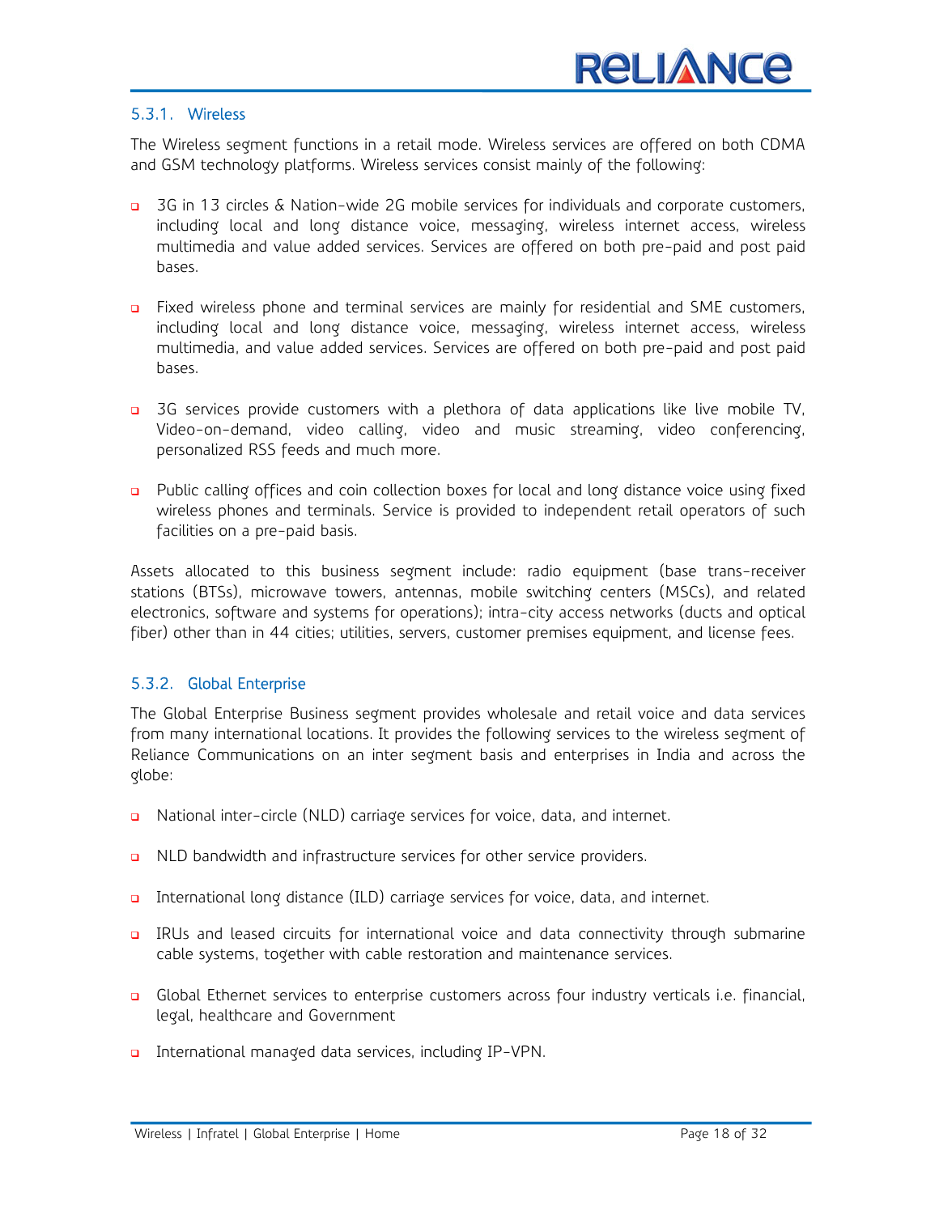### 5.3.1. Wireless

The Wireless segment functions in a retail mode. Wireless services are offered on both CDMA and GSM technology platforms. Wireless services consist mainly of the following:

- 3G in 13 circles & Nation-wide 2G mobile services for individuals and corporate customers, including local and long distance voice, messaging, wireless internet access, wireless multimedia and value added services. Services are offered on both pre-paid and post paid bases.

- Fixed wireless phone and terminal services are mainly for residential and SME customers, including local and long distance voice, messaging, wireless internet access, wireless multimedia, and value added services. Services are offered on both pre-paid and post paid bases.

- 3G services provide customers with a plethora of data applications like live mobile TV, Video-on-demand, video calling, video and music streaming, video conferencing, personalized RSS feeds and much more.

- Public calling offices and coin collection boxes for local and long distance voice using fixed wireless phones and terminals. Service is provided to independent retail operators of such facilities on a pre-paid basis.

Assets allocated to this business segment include: radio equipment (base trans-receiver stations (BTSs), microwave towers, antennas, mobile switching centers (MSCs), and related electronics, software and systems for operations); intra-city access networks (ducts and optical fiber) other than in 44 cities; utilities, servers, customer premises equipment, and license fees.

### 5.3.2. Global Enterprise

The Global Enterprise Business segment provides wholesale and retail voice and data services from many international locations. It provides the following services to the wireless segment of Reliance Communications on an inter segment basis and enterprises in India and across the globe:

- National inter-circle (NLD) carriage services for voice, data, and internet.

- NLD bandwidth and infrastructure services for other service providers.

- International long distance (ILD) carriage services for voice, data, and internet.

- IRUs and leased circuits for international voice and data connectivity through submarine cable systems, together with cable restoration and maintenance services.

- Global Ethernet services to enterprise customers across four industry verticals i.e. financial, legal, healthcare and Government

- International managed data services, including IP-VPN.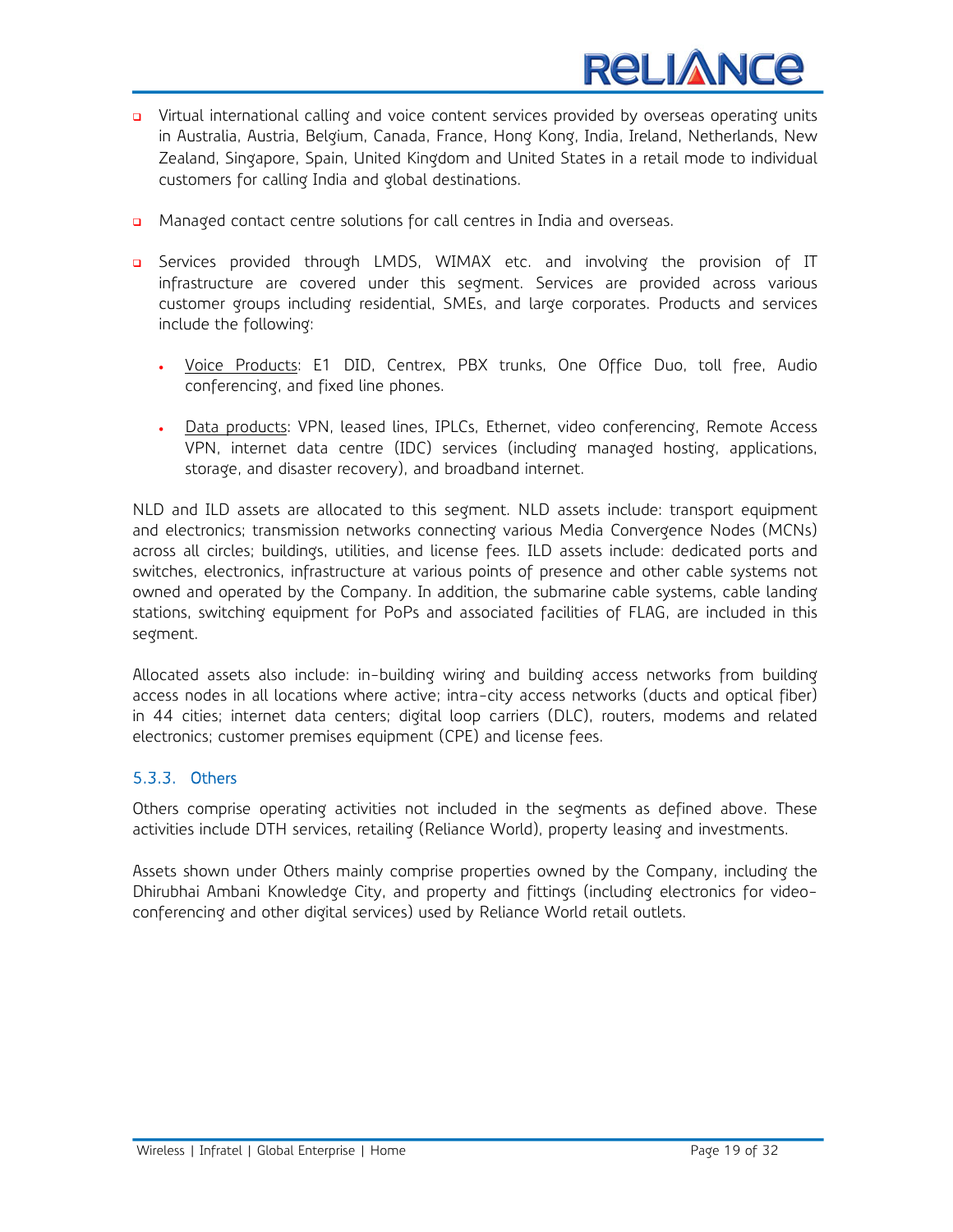- Virtual international calling and voice content services provided by overseas operating units in Australia, Austria, Belgium, Canada, France, Hong Kong, India, Ireland, Netherlands, New Zealand, Singapore, Spain, United Kingdom and United States in a retail mode to individual customers for calling India and global destinations.

- Managed contact centre solutions for call centres in India and overseas.

- Services provided through LMDS, WIMAX etc. and involving the provision of IT infrastructure are covered under this segment. Services are provided across various customer groups including residential, SMEs, and large corporates. Products and services include the following:

  - Voice Products: E1 DID, Centrex, PBX trunks, One Office Duo, toll free, Audio conferencing, and fixed line phones.

  - Data products: VPN, leased lines, IPLCs, Ethernet, video conferencing, Remote Access VPN, internet data centre (IDC) services (including managed hosting, applications, storage, and disaster recovery), and broadband internet.

NLD and ILD assets are allocated to this segment. NLD assets include: transport equipment and electronics; transmission networks connecting various Media Convergence Nodes (MCNs) across all circles; buildings, utilities, and license fees. ILD assets include: dedicated ports and switches, electronics, infrastructure at various points of presence and other cable systems not owned and operated by the Company. In addition, the submarine cable systems, cable landing stations, switching equipment for PoPs and associated facilities of FLAG, are included in this segment.

Allocated assets also include: in-building wiring and building access networks from building access nodes in all locations where active; intra-city access networks (ducts and optical fiber) in 44 cities; internet data centers; digital loop carriers (DLC), routers, modems and related electronics; customer premises equipment (CPE) and license fees.

### 5.3.3. Others

Others comprise operating activities not included in the segments as defined above. These activities include DTH services, retailing (Reliance World), property leasing and investments.

Assets shown under Others mainly comprise properties owned by the Company, including the Dhirubhai Ambani Knowledge City, and property and fittings (including electronics for video-conferencing and other digital services) used by Reliance World retail outlets.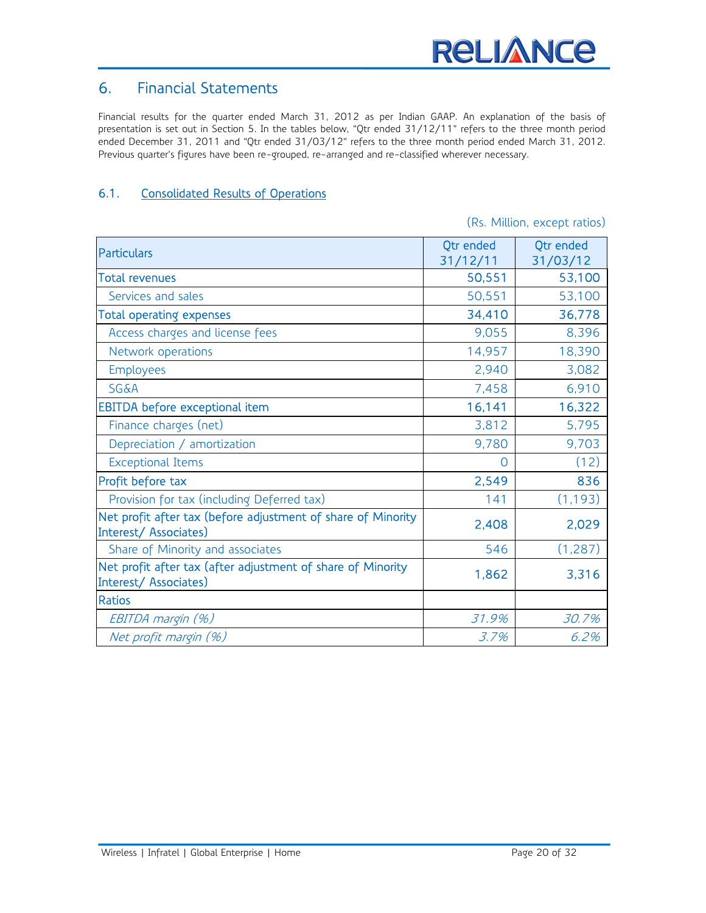## 6. Financial Statements

Financial results for the quarter ended March 31, 2012 as per Indian GAAP. An explanation of the basis of presentation is set out in Section 5. In the tables below, "Qtr ended 31/12/11" refers to the three month period ended December 31, 2011 and "Qtr ended 31/03/12" refers to the three month period ended March 31, 2012. Previous quarter's figures have been re-grouped, re-arranged and re-classified wherever necessary.

### 6.1. Consolidated Results of Operations

(Rs. Million, except ratios)

| Particulars | Qtr ended 31/12/11 | Qtr ended 31/03/12 |
|---|---|---|
| Total revenues | 50,551 | 53,100 |
| Services and sales | 50,551 | 53,100 |
| Total operating expenses | 34,410 | 36,778 |
| Access charges and license fees | 9,055 | 8,396 |
| Network operations | 14,957 | 18,390 |
| Employees | 2,940 | 3,082 |
| SG&A | 7,458 | 6,910 |
| EBITDA before exceptional item | 16,141 | 16,322 |
| Finance charges (net) | 3,812 | 5,795 |
| Depreciation / amortization | 9,780 | 9,703 |
| Exceptional Items | 0 | (12) |
| Profit before tax | 2,549 | 836 |
| Provision for tax (including Deferred tax) | 141 | (1,193) |
| Net profit after tax (before adjustment of share of Minority Interest/ Associates) | 2,408 | 2,029 |
| Share of Minority and associates | 546 | (1,287) |
| Net profit after tax (after adjustment of share of Minority Interest/ Associates) | 1,862 | 3,316 |
| Ratios | | |
| *EBITDA margin (%)* | *31.9%* | *30.7%* |
| *Net profit margin (%)* | *3.7%* | *6.2%* |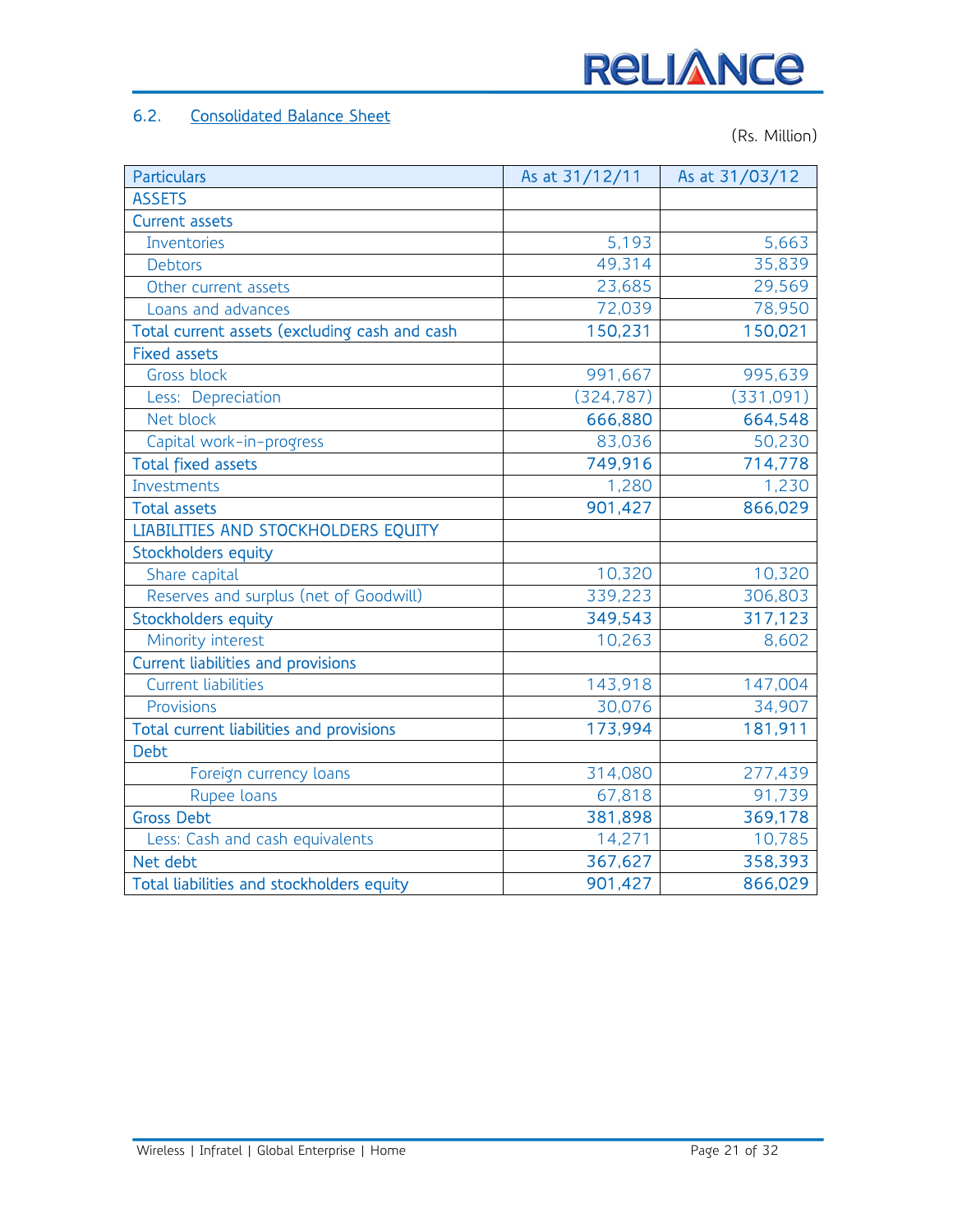## 6.2. Consolidated Balance Sheet

(Rs. Million)

| Particulars | As at 31/12/11 | As at 31/03/12 |
|---|---|---|
| ASSETS | | |
| Current assets | | |
| Inventories | 5,193 | 5,663 |
| Debtors | 49,314 | 35,839 |
| Other current assets | 23,685 | 29,569 |
| Loans and advances | 72,039 | 78,950 |
| Total current assets (excluding cash and cash | 150,231 | 150,021 |
| Fixed assets | | |
| Gross block | 991,667 | 995,639 |
| Less: Depreciation | (324,787) | (331,091) |
| Net block | 666,880 | 664,548 |
| Capital work-in-progress | 83,036 | 50,230 |
| Total fixed assets | 749,916 | 714,778 |
| Investments | 1,280 | 1,230 |
| Total assets | 901,427 | 866,029 |
| LIABILITIES AND STOCKHOLDERS EQUITY | | |
| Stockholders equity | | |
| Share capital | 10,320 | 10,320 |
| Reserves and surplus (net of Goodwill) | 339,223 | 306,803 |
| Stockholders equity | 349,543 | 317,123 |
| Minority interest | 10,263 | 8,602 |
| Current liabilities and provisions | | |
| Current liabilities | 143,918 | 147,004 |
| Provisions | 30,076 | 34,907 |
| Total current liabilities and provisions | 173,994 | 181,911 |
| Debt | | |
| Foreign currency loans | 314,080 | 277,439 |
| Rupee loans | 67,818 | 91,739 |
| Gross Debt | 381,898 | 369,178 |
| Less: Cash and cash equivalents | 14,271 | 10,785 |
| Net debt | 367,627 | 358,393 |
| Total liabilities and stockholders equity | 901,427 | 866,029 |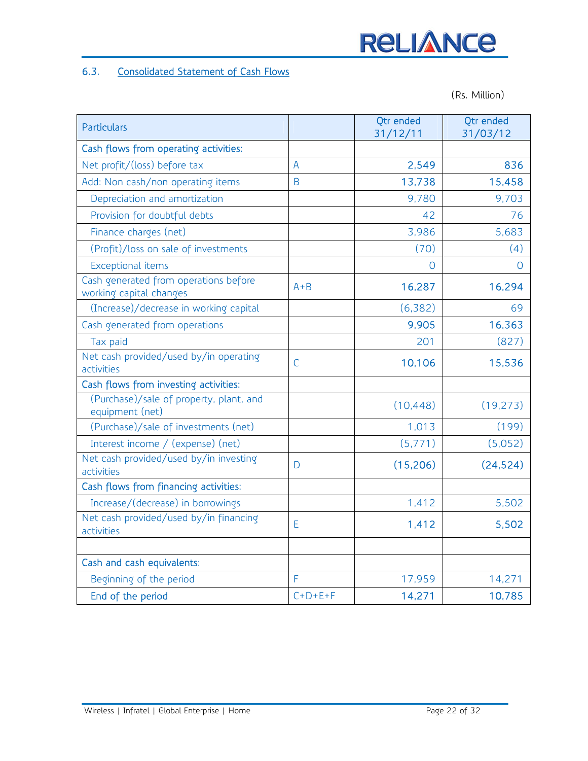## 6.3. Consolidated Statement of Cash Flows

(Rs. Million)

| Particulars | | Qtr ended 31/12/11 | Qtr ended 31/03/12 |
|---|---|---|---|
| Cash flows from operating activities: | | | |
| Net profit/(loss) before tax | A | **2,549** | **836** |
| Add: Non cash/non operating items | B | **13,738** | **15,458** |
| Depreciation and amortization | | 9,780 | 9,703 |
| Provision for doubtful debts | | 42 | 76 |
| Finance charges (net) | | 3,986 | 5,683 |
| (Profit)/loss on sale of investments | | (70) | (4) |
| Exceptional items | | 0 | 0 |
| Cash generated from operations before working capital changes | A+B | **16,287** | **16,294** |
| (Increase)/decrease in working capital | | (6,382) | 69 |
| Cash generated from operations | | **9,905** | **16,363** |
| Tax paid | | 201 | (827) |
| Net cash provided/used by/in operating activities | C | **10,106** | **15,536** |
| Cash flows from investing activities: | | | |
| (Purchase)/sale of property, plant, and equipment (net) | | (10,448) | (19,273) |
| (Purchase)/sale of investments (net) | | 1,013 | (199) |
| Interest income / (expense) (net) | | (5,771) | (5,052) |
| Net cash provided/used by/in investing activities | D | **(15,206)** | **(24,524)** |
| Cash flows from financing activities: | | | |
| Increase/(decrease) in borrowings | | 1,412 | 5,502 |
| Net cash provided/used by/in financing activities | E | **1,412** | **5,502** |
| | | | |
| Cash and cash equivalents: | | | |
| Beginning of the period | F | 17,959 | 14,271 |
| End of the period | C+D+E+F | **14,271** | **10,785** |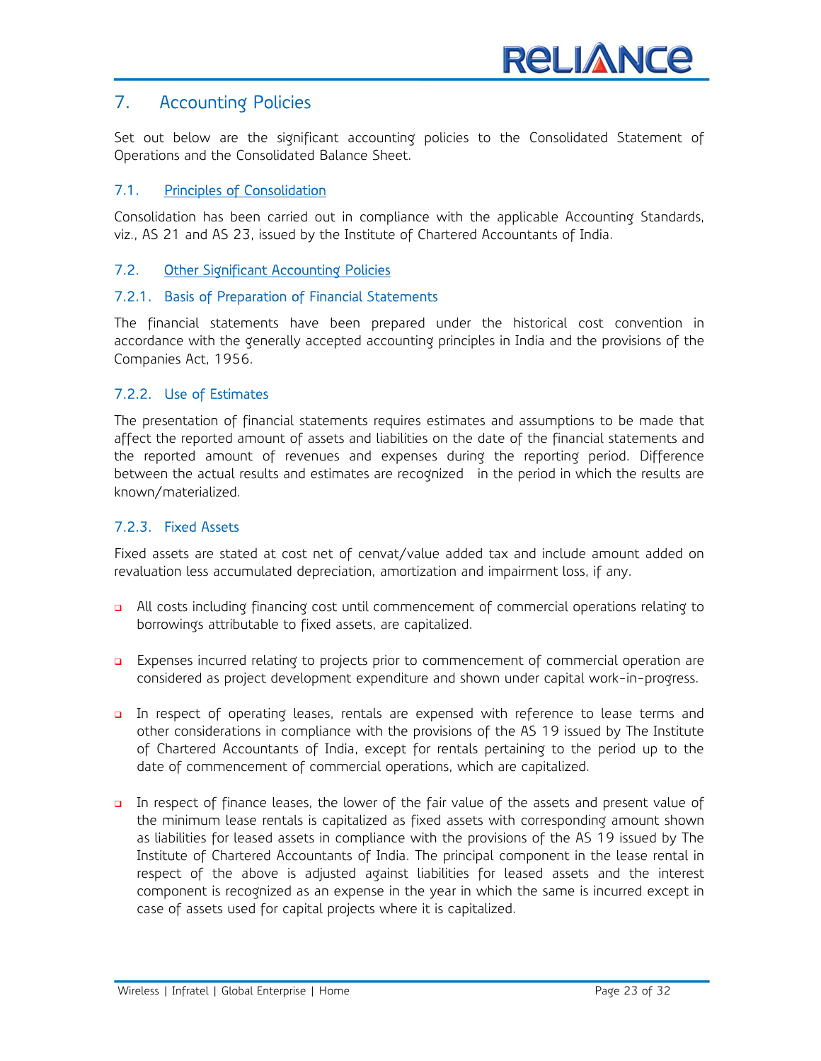# 7. Accounting Policies

Set out below are the significant accounting policies to the Consolidated Statement of Operations and the Consolidated Balance Sheet.

## 7.1. Principles of Consolidation

Consolidation has been carried out in compliance with the applicable Accounting Standards, viz., AS 21 and AS 23, issued by the Institute of Chartered Accountants of India.

## 7.2. Other Significant Accounting Policies

### 7.2.1. Basis of Preparation of Financial Statements

The financial statements have been prepared under the historical cost convention in accordance with the generally accepted accounting principles in India and the provisions of the Companies Act, 1956.

### 7.2.2. Use of Estimates

The presentation of financial statements requires estimates and assumptions to be made that affect the reported amount of assets and liabilities on the date of the financial statements and the reported amount of revenues and expenses during the reporting period. Difference between the actual results and estimates are recognized in the period in which the results are known/materialized.

### 7.2.3. Fixed Assets

Fixed assets are stated at cost net of cenvat/value added tax and include amount added on revaluation less accumulated depreciation, amortization and impairment loss, if any.

- All costs including financing cost until commencement of commercial operations relating to borrowings attributable to fixed assets, are capitalized.

- Expenses incurred relating to projects prior to commencement of commercial operation are considered as project development expenditure and shown under capital work-in-progress.

- In respect of operating leases, rentals are expensed with reference to lease terms and other considerations in compliance with the provisions of the AS 19 issued by The Institute of Chartered Accountants of India, except for rentals pertaining to the period up to the date of commencement of commercial operations, which are capitalized.

- In respect of finance leases, the lower of the fair value of the assets and present value of the minimum lease rentals is capitalized as fixed assets with corresponding amount shown as liabilities for leased assets in compliance with the provisions of the AS 19 issued by The Institute of Chartered Accountants of India. The principal component in the lease rental in respect of the above is adjusted against liabilities for leased assets and the interest component is recognized as an expense in the year in which the same is incurred except in case of assets used for capital projects where it is capitalized.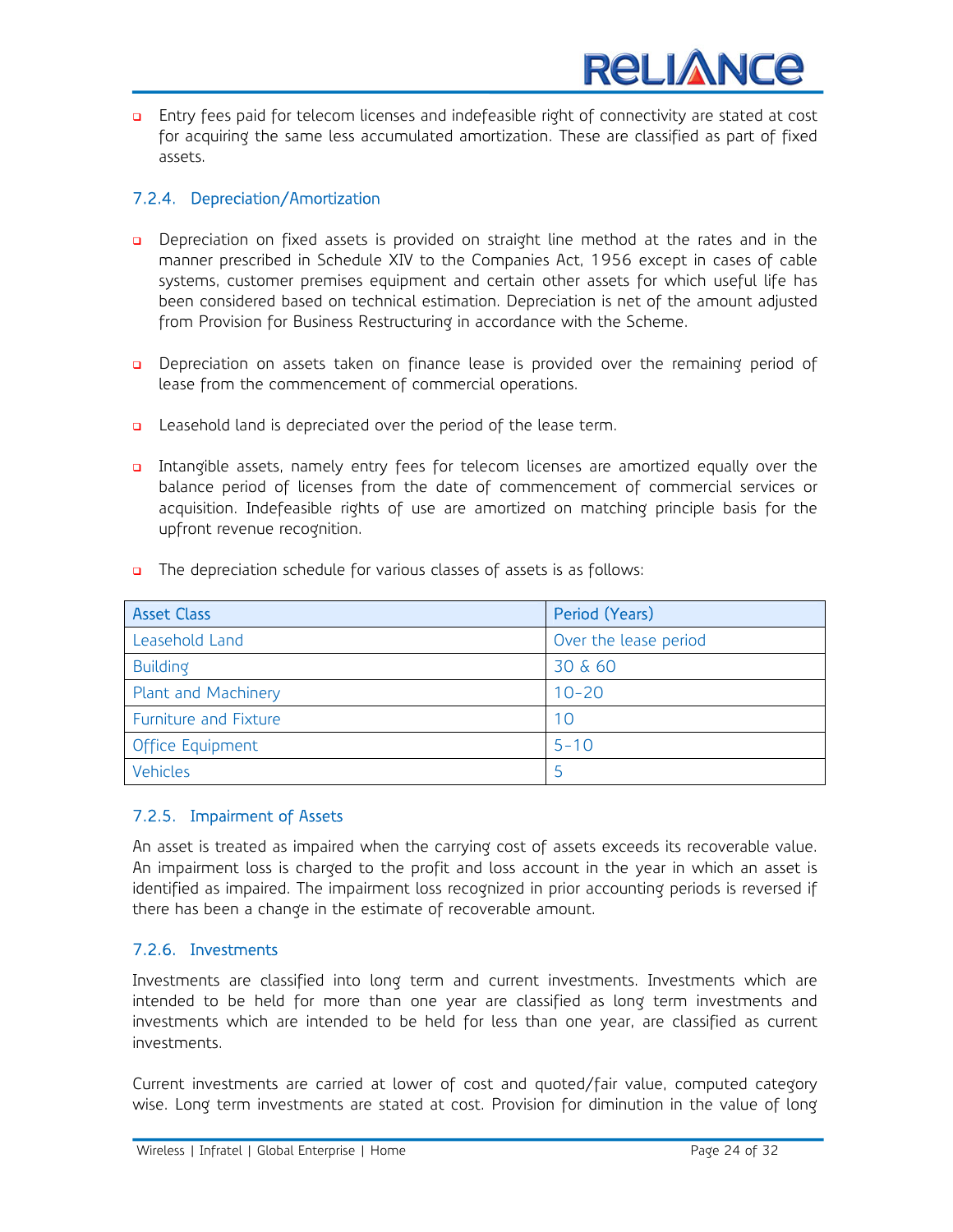- Entry fees paid for telecom licenses and indefeasible right of connectivity are stated at cost for acquiring the same less accumulated amortization. These are classified as part of fixed assets.

### 7.2.4. Depreciation/Amortization

- Depreciation on fixed assets is provided on straight line method at the rates and in the manner prescribed in Schedule XIV to the Companies Act, 1956 except in cases of cable systems, customer premises equipment and certain other assets for which useful life has been considered based on technical estimation. Depreciation is net of the amount adjusted from Provision for Business Restructuring in accordance with the Scheme.

- Depreciation on assets taken on finance lease is provided over the remaining period of lease from the commencement of commercial operations.

- Leasehold land is depreciated over the period of the lease term.

- Intangible assets, namely entry fees for telecom licenses are amortized equally over the balance period of licenses from the date of commencement of commercial services or acquisition. Indefeasible rights of use are amortized on matching principle basis for the upfront revenue recognition.

- The depreciation schedule for various classes of assets is as follows:

| Asset Class | Period (Years) |
|---|---|
| Leasehold Land | Over the lease period |
| Building | 30 & 60 |
| Plant and Machinery | 10-20 |
| Furniture and Fixture | 10 |
| Office Equipment | 5-10 |
| Vehicles | 5 |

### 7.2.5. Impairment of Assets

An asset is treated as impaired when the carrying cost of assets exceeds its recoverable value. An impairment loss is charged to the profit and loss account in the year in which an asset is identified as impaired. The impairment loss recognized in prior accounting periods is reversed if there has been a change in the estimate of recoverable amount.

### 7.2.6. Investments

Investments are classified into long term and current investments. Investments which are intended to be held for more than one year are classified as long term investments and investments which are intended to be held for less than one year, are classified as current investments.

Current investments are carried at lower of cost and quoted/fair value, computed category wise. Long term investments are stated at cost. Provision for diminution in the value of long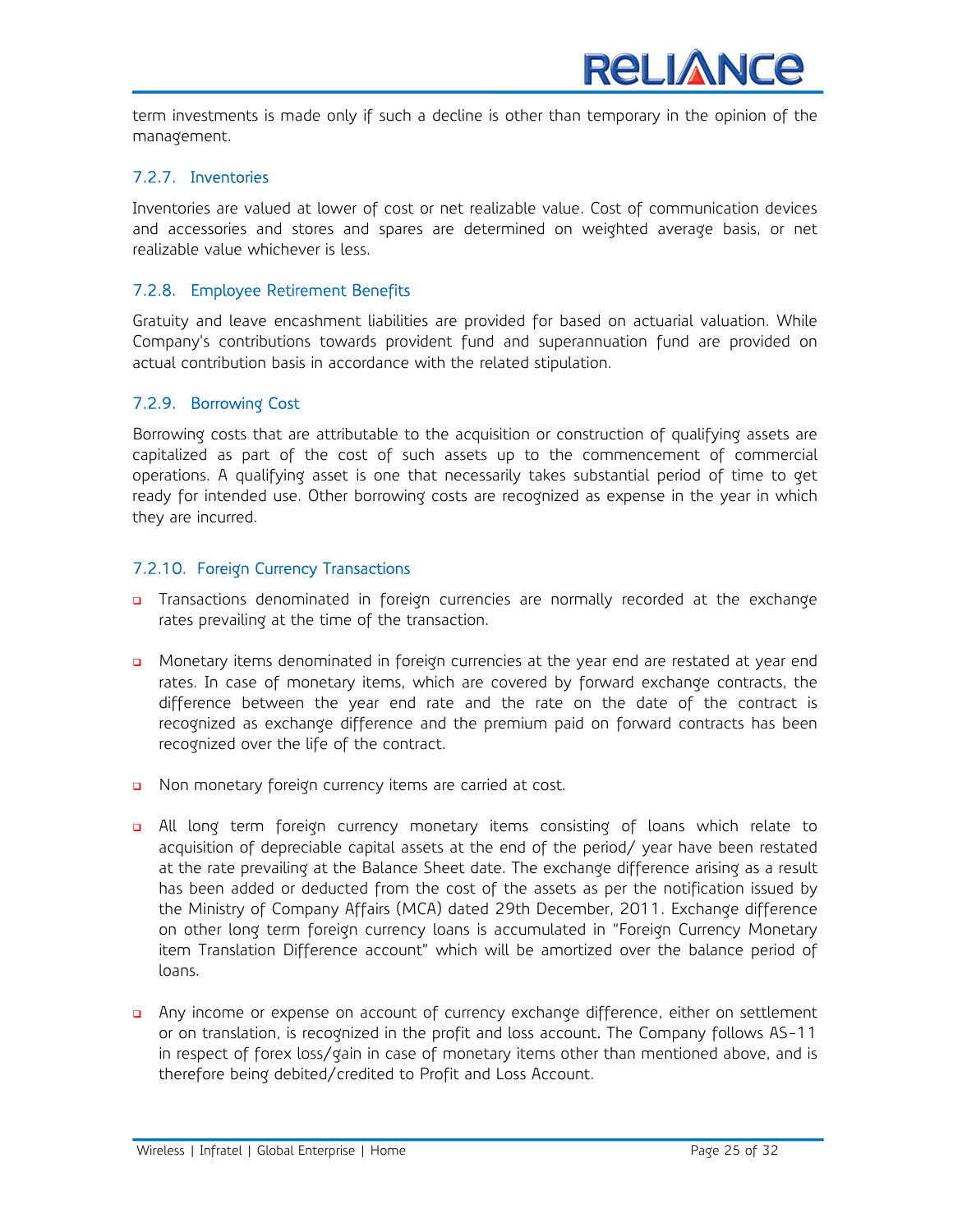term investments is made only if such a decline is other than temporary in the opinion of the management.

### 7.2.7. Inventories

Inventories are valued at lower of cost or net realizable value. Cost of communication devices and accessories and stores and spares are determined on weighted average basis, or net realizable value whichever is less.

### 7.2.8. Employee Retirement Benefits

Gratuity and leave encashment liabilities are provided for based on actuarial valuation. While Company's contributions towards provident fund and superannuation fund are provided on actual contribution basis in accordance with the related stipulation.

### 7.2.9. Borrowing Cost

Borrowing costs that are attributable to the acquisition or construction of qualifying assets are capitalized as part of the cost of such assets up to the commencement of commercial operations. A qualifying asset is one that necessarily takes substantial period of time to get ready for intended use. Other borrowing costs are recognized as expense in the year in which they are incurred.

### 7.2.10. Foreign Currency Transactions

- Transactions denominated in foreign currencies are normally recorded at the exchange rates prevailing at the time of the transaction.
- Monetary items denominated in foreign currencies at the year end are restated at year end rates. In case of monetary items, which are covered by forward exchange contracts, the difference between the year end rate and the rate on the date of the contract is recognized as exchange difference and the premium paid on forward contracts has been recognized over the life of the contract.
- Non monetary foreign currency items are carried at cost.
- All long term foreign currency monetary items consisting of loans which relate to acquisition of depreciable capital assets at the end of the period/ year have been restated at the rate prevailing at the Balance Sheet date. The exchange difference arising as a result has been added or deducted from the cost of the assets as per the notification issued by the Ministry of Company Affairs (MCA) dated 29th December, 2011. Exchange difference on other long term foreign currency loans is accumulated in "Foreign Currency Monetary item Translation Difference account" which will be amortized over the balance period of loans.
- Any income or expense on account of currency exchange difference, either on settlement or on translation, is recognized in the profit and loss account. The Company follows AS-11 in respect of forex loss/gain in case of monetary items other than mentioned above, and is therefore being debited/credited to Profit and Loss Account.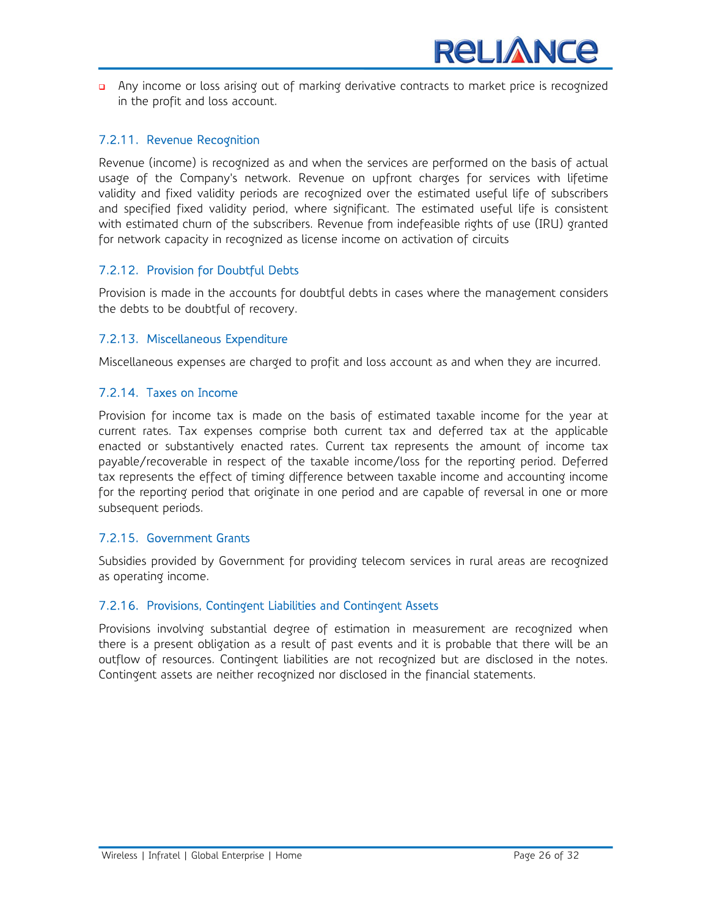- Any income or loss arising out of marking derivative contracts to market price is recognized in the profit and loss account.

### 7.2.11. Revenue Recognition

Revenue (income) is recognized as and when the services are performed on the basis of actual usage of the Company's network. Revenue on upfront charges for services with lifetime validity and fixed validity periods are recognized over the estimated useful life of subscribers and specified fixed validity period, where significant. The estimated useful life is consistent with estimated churn of the subscribers. Revenue from indefeasible rights of use (IRU) granted for network capacity in recognized as license income on activation of circuits

### 7.2.12. Provision for Doubtful Debts

Provision is made in the accounts for doubtful debts in cases where the management considers the debts to be doubtful of recovery.

### 7.2.13. Miscellaneous Expenditure

Miscellaneous expenses are charged to profit and loss account as and when they are incurred.

### 7.2.14. Taxes on Income

Provision for income tax is made on the basis of estimated taxable income for the year at current rates. Tax expenses comprise both current tax and deferred tax at the applicable enacted or substantively enacted rates. Current tax represents the amount of income tax payable/recoverable in respect of the taxable income/loss for the reporting period. Deferred tax represents the effect of timing difference between taxable income and accounting income for the reporting period that originate in one period and are capable of reversal in one or more subsequent periods.

### 7.2.15. Government Grants

Subsidies provided by Government for providing telecom services in rural areas are recognized as operating income.

### 7.2.16. Provisions, Contingent Liabilities and Contingent Assets

Provisions involving substantial degree of estimation in measurement are recognized when there is a present obligation as a result of past events and it is probable that there will be an outflow of resources. Contingent liabilities are not recognized but are disclosed in the notes. Contingent assets are neither recognized nor disclosed in the financial statements.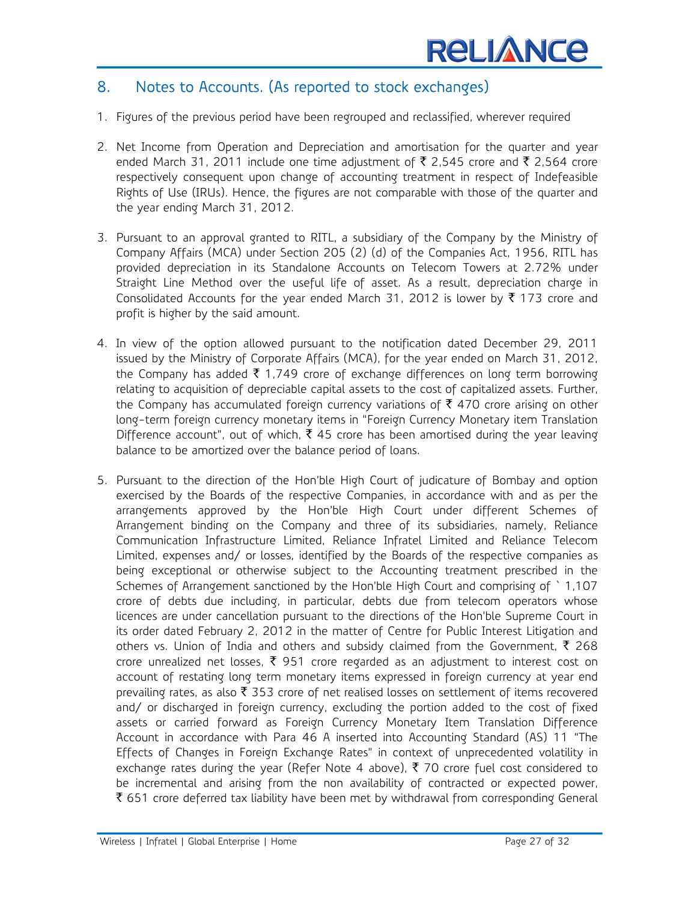## 8. Notes to Accounts. (As reported to stock exchanges)

1. Figures of the previous period have been regrouped and reclassified, wherever required

2. Net Income from Operation and Depreciation and amortisation for the quarter and year ended March 31, 2011 include one time adjustment of ₹ 2,545 crore and ₹ 2,564 crore respectively consequent upon change of accounting treatment in respect of Indefeasible Rights of Use (IRUs). Hence, the figures are not comparable with those of the quarter and the year ending March 31, 2012.

3. Pursuant to an approval granted to RITL, a subsidiary of the Company by the Ministry of Company Affairs (MCA) under Section 205 (2) (d) of the Companies Act, 1956, RITL has provided depreciation in its Standalone Accounts on Telecom Towers at 2.72% under Straight Line Method over the useful life of asset. As a result, depreciation charge in Consolidated Accounts for the year ended March 31, 2012 is lower by ₹ 173 crore and profit is higher by the said amount.

4. In view of the option allowed pursuant to the notification dated December 29, 2011 issued by the Ministry of Corporate Affairs (MCA), for the year ended on March 31, 2012, the Company has added ₹ 1,749 crore of exchange differences on long term borrowing relating to acquisition of depreciable capital assets to the cost of capitalized assets. Further, the Company has accumulated foreign currency variations of ₹ 470 crore arising on other long-term foreign currency monetary items in "Foreign Currency Monetary item Translation Difference account", out of which, ₹ 45 crore has been amortised during the year leaving balance to be amortized over the balance period of loans.

5. Pursuant to the direction of the Hon'ble High Court of judicature of Bombay and option exercised by the Boards of the respective Companies, in accordance with and as per the arrangements approved by the Hon'ble High Court under different Schemes of Arrangement binding on the Company and three of its subsidiaries, namely, Reliance Communication Infrastructure Limited, Reliance Infratel Limited and Reliance Telecom Limited, expenses and/ or losses, identified by the Boards of the respective companies as being exceptional or otherwise subject to the Accounting treatment prescribed in the Schemes of Arrangement sanctioned by the Hon'ble High Court and comprising of ` 1,107 crore of debts due including, in particular, debts due from telecom operators whose licences are under cancellation pursuant to the directions of the Hon'ble Supreme Court in its order dated February 2, 2012 in the matter of Centre for Public Interest Litigation and others vs. Union of India and others and subsidy claimed from the Government, ₹ 268 crore unrealized net losses, ₹ 951 crore regarded as an adjustment to interest cost on account of restating long term monetary items expressed in foreign currency at year end prevailing rates, as also ₹ 353 crore of net realised losses on settlement of items recovered and/ or discharged in foreign currency, excluding the portion added to the cost of fixed assets or carried forward as Foreign Currency Monetary Item Translation Difference Account in accordance with Para 46 A inserted into Accounting Standard (AS) 11 "The Effects of Changes in Foreign Exchange Rates" in context of unprecedented volatility in exchange rates during the year (Refer Note 4 above), ₹ 70 crore fuel cost considered to be incremental and arising from the non availability of contracted or expected power, ₹ 651 crore deferred tax liability have been met by withdrawal from corresponding General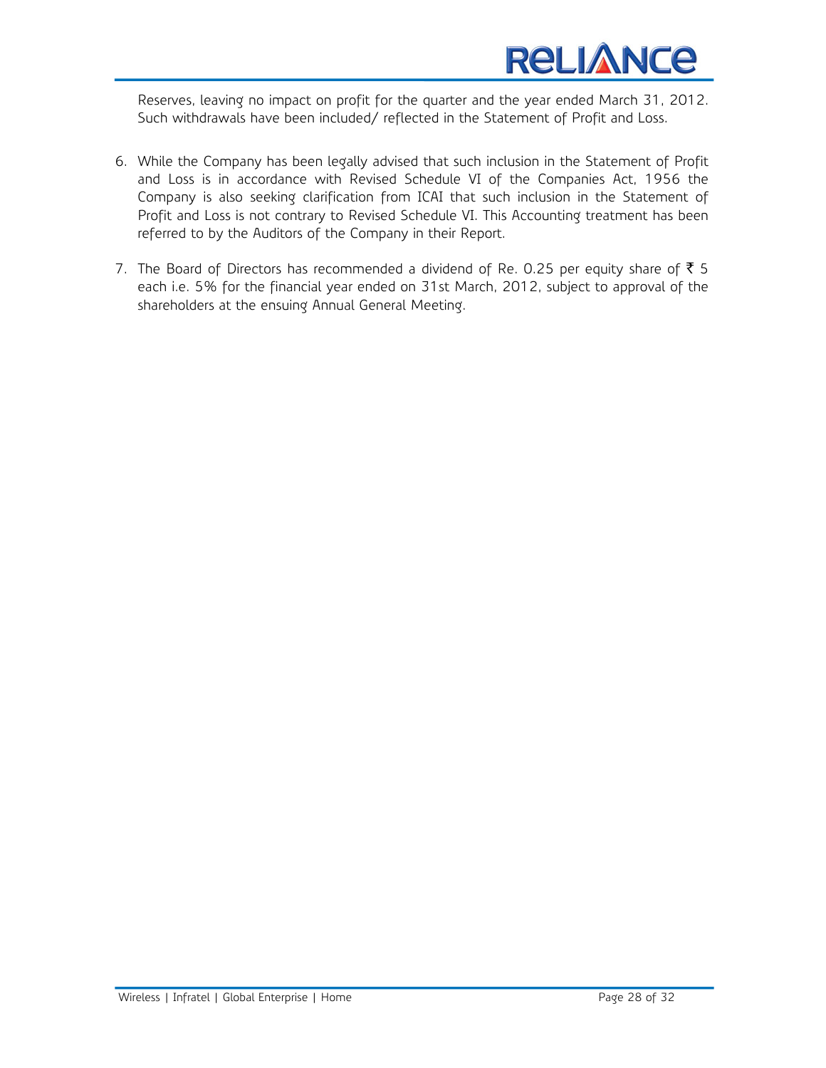Reserves, leaving no impact on profit for the quarter and the year ended March 31, 2012. Such withdrawals have been included/ reflected in the Statement of Profit and Loss.

6. While the Company has been legally advised that such inclusion in the Statement of Profit and Loss is in accordance with Revised Schedule VI of the Companies Act, 1956 the Company is also seeking clarification from ICAI that such inclusion in the Statement of Profit and Loss is not contrary to Revised Schedule VI. This Accounting treatment has been referred to by the Auditors of the Company in their Report.

7. The Board of Directors has recommended a dividend of Re. 0.25 per equity share of ₹ 5 each i.e. 5% for the financial year ended on 31st March, 2012, subject to approval of the shareholders at the ensuing Annual General Meeting.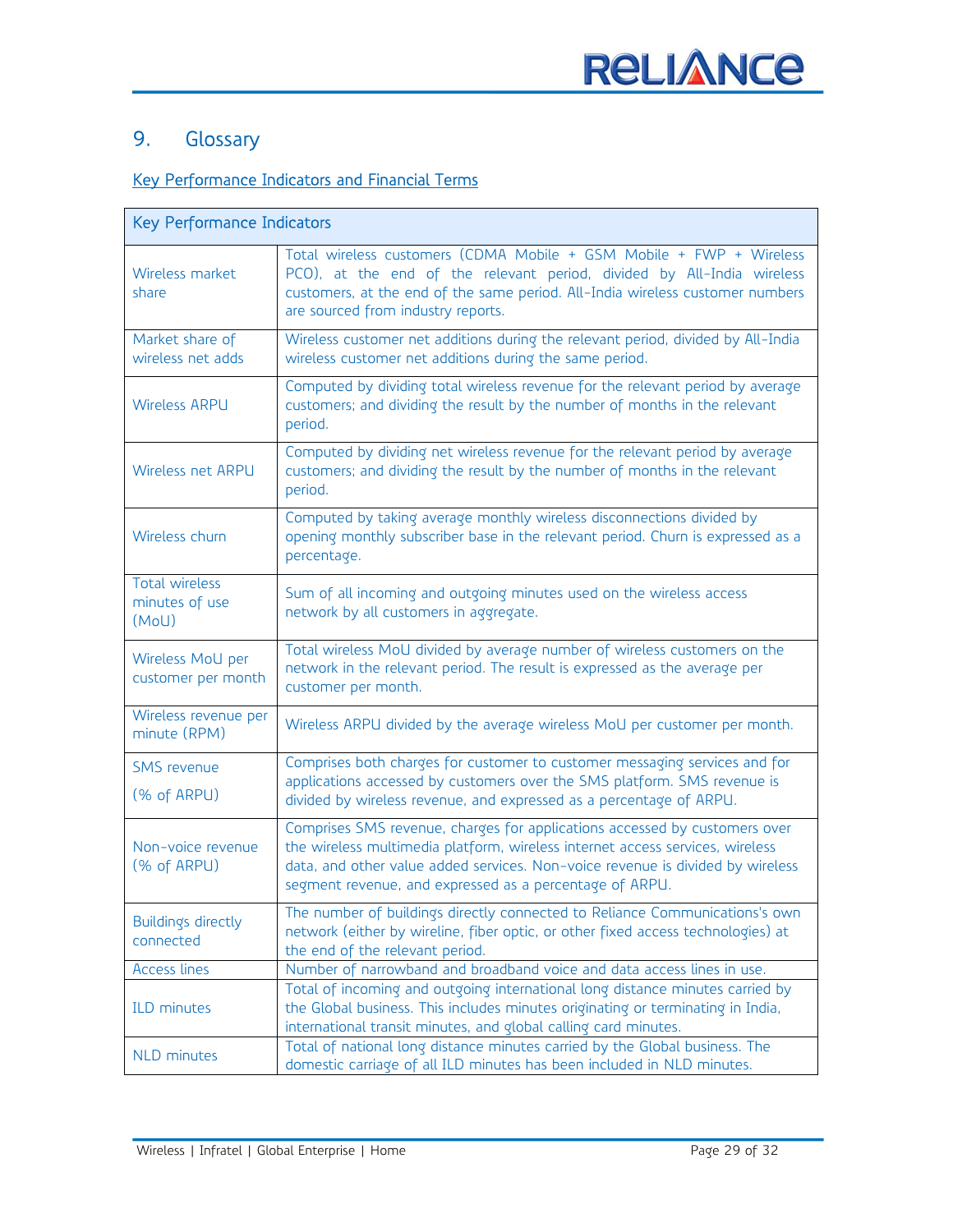# 9. Glossary

## Key Performance Indicators and Financial Terms

| Key Performance Indicators | |
|---|---|
| Wireless market share | Total wireless customers (CDMA Mobile + GSM Mobile + FWP + Wireless PCO), at the end of the relevant period, divided by All-India wireless customers, at the end of the same period. All-India wireless customer numbers are sourced from industry reports. |
| Market share of wireless net adds | Wireless customer net additions during the relevant period, divided by All-India wireless customer net additions during the same period. |
| Wireless ARPU | Computed by dividing total wireless revenue for the relevant period by average customers; and dividing the result by the number of months in the relevant period. |
| Wireless net ARPU | Computed by dividing net wireless revenue for the relevant period by average customers; and dividing the result by the number of months in the relevant period. |
| Wireless churn | Computed by taking average monthly wireless disconnections divided by opening monthly subscriber base in the relevant period. Churn is expressed as a percentage. |
| Total wireless minutes of use (MoU) | Sum of all incoming and outgoing minutes used on the wireless access network by all customers in aggregate. |
| Wireless MoU per customer per month | Total wireless MoU divided by average number of wireless customers on the network in the relevant period. The result is expressed as the average per customer per month. |
| Wireless revenue per minute (RPM) | Wireless ARPU divided by the average wireless MoU per customer per month. |
| SMS revenue (% of ARPU) | Comprises both charges for customer to customer messaging services and for applications accessed by customers over the SMS platform. SMS revenue is divided by wireless revenue, and expressed as a percentage of ARPU. |
| Non-voice revenue (% of ARPU) | Comprises SMS revenue, charges for applications accessed by customers over the wireless multimedia platform, wireless internet access services, wireless data, and other value added services. Non-voice revenue is divided by wireless segment revenue, and expressed as a percentage of ARPU. |
| Buildings directly connected | The number of buildings directly connected to Reliance Communications's own network (either by wireline, fiber optic, or other fixed access technologies) at the end of the relevant period. |
| Access lines | Number of narrowband and broadband voice and data access lines in use. |
| ILD minutes | Total of incoming and outgoing international long distance minutes carried by the Global business. This includes minutes originating or terminating in India, international transit minutes, and global calling card minutes. |
| NLD minutes | Total of national long distance minutes carried by the Global business. The domestic carriage of all ILD minutes has been included in NLD minutes. |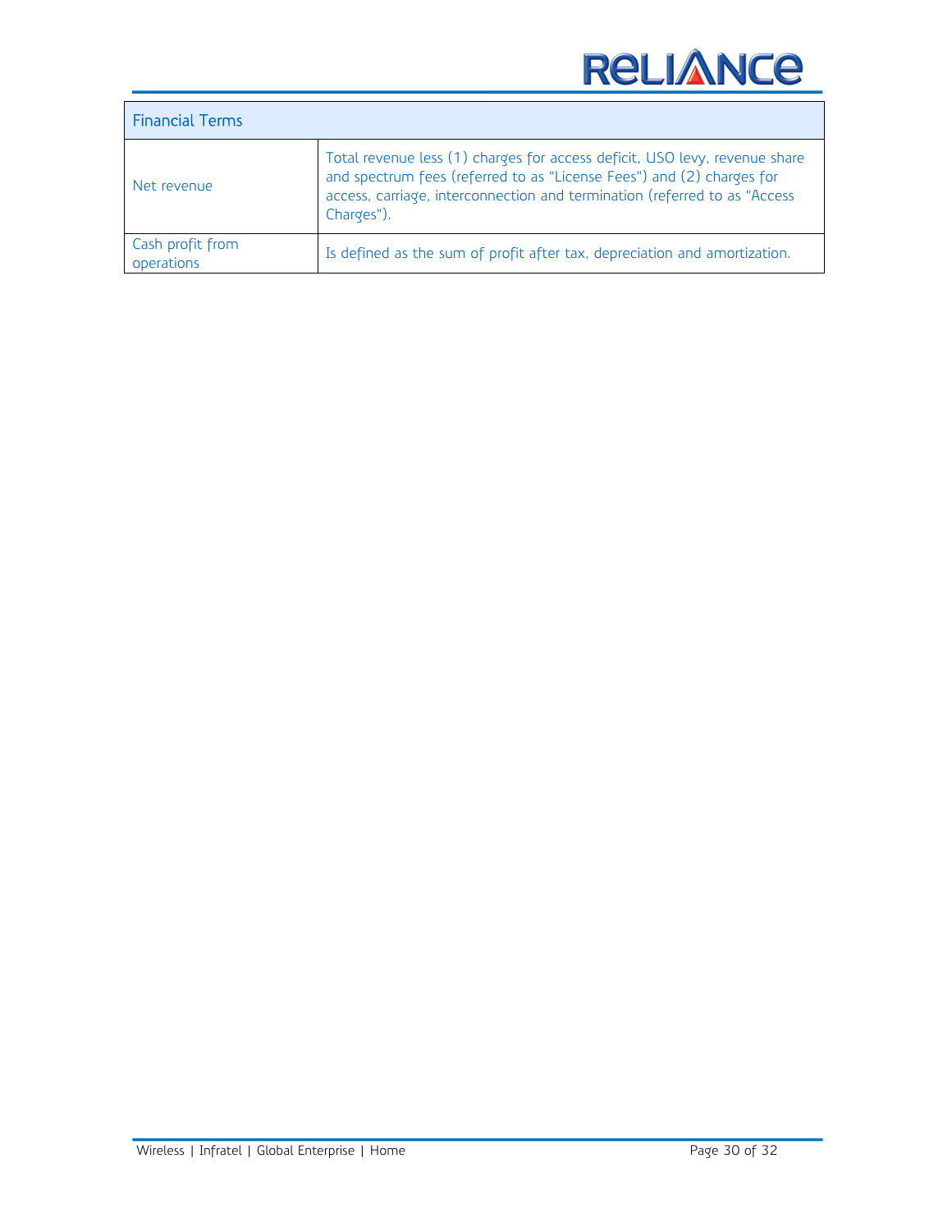| Financial Terms | |
|---|---|
| Net revenue | Total revenue less (1) charges for access deficit, USO levy, revenue share and spectrum fees (referred to as "License Fees") and (2) charges for access, carriage, interconnection and termination (referred to as "Access Charges"). |
| Cash profit from operations | Is defined as the sum of profit after tax, depreciation and amortization. |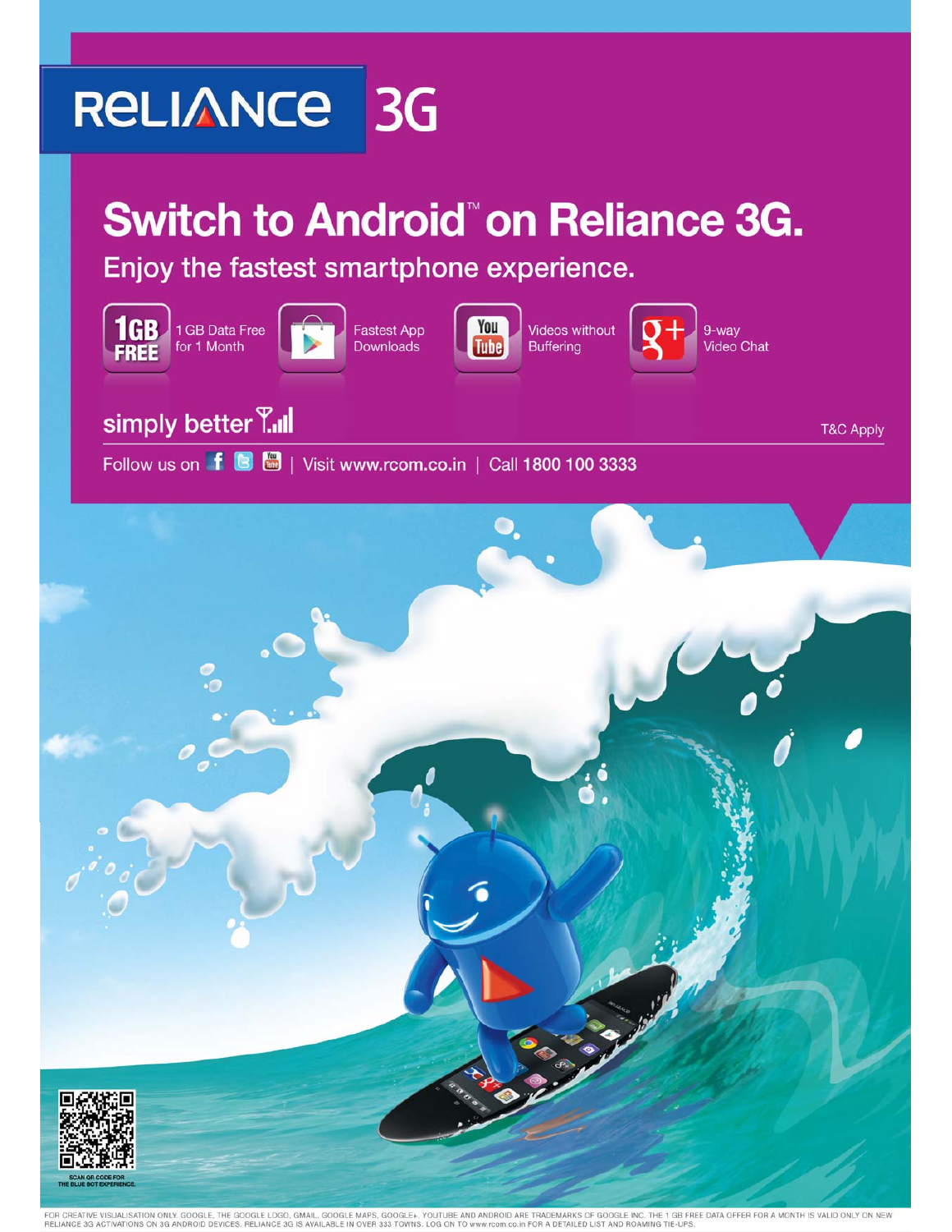# RELIANCE 3G

## Switch to Android™ on Reliance 3G.

Enjoy the fastest smartphone experience.

- 1GB FREE — 1 GB Data Free for 1 Month
- Fastest App Downloads
- Videos without Buffering
- 9-way Video Chat

simply better

T&C Apply

Follow us on | Visit www.rcom.co.in | Call 1800 100 3333

SCAN QR CODE FOR THE BLUE BOT EXPERIENCE.

FOR CREATIVE VISUALISATION ONLY. GOOGLE, THE GOOGLE LOGO, GMAIL, GOOGLE MAPS, GOOGLE+, YOUTUBE AND ANDROID ARE TRADEMARKS OF GOOGLE INC. THE 1 GB FREE DATA OFFER FOR A MONTH IS VALID ONLY ON NEW RELIANCE 3G ACTIVATIONS ON 3G ANDROID DEVICES. RELIANCE 3G IS AVAILABLE IN OVER 333 TOWNS. LOG ON TO www.rcom.co.in FOR A DETAILED LIST AND ROAMING TIE-UPS.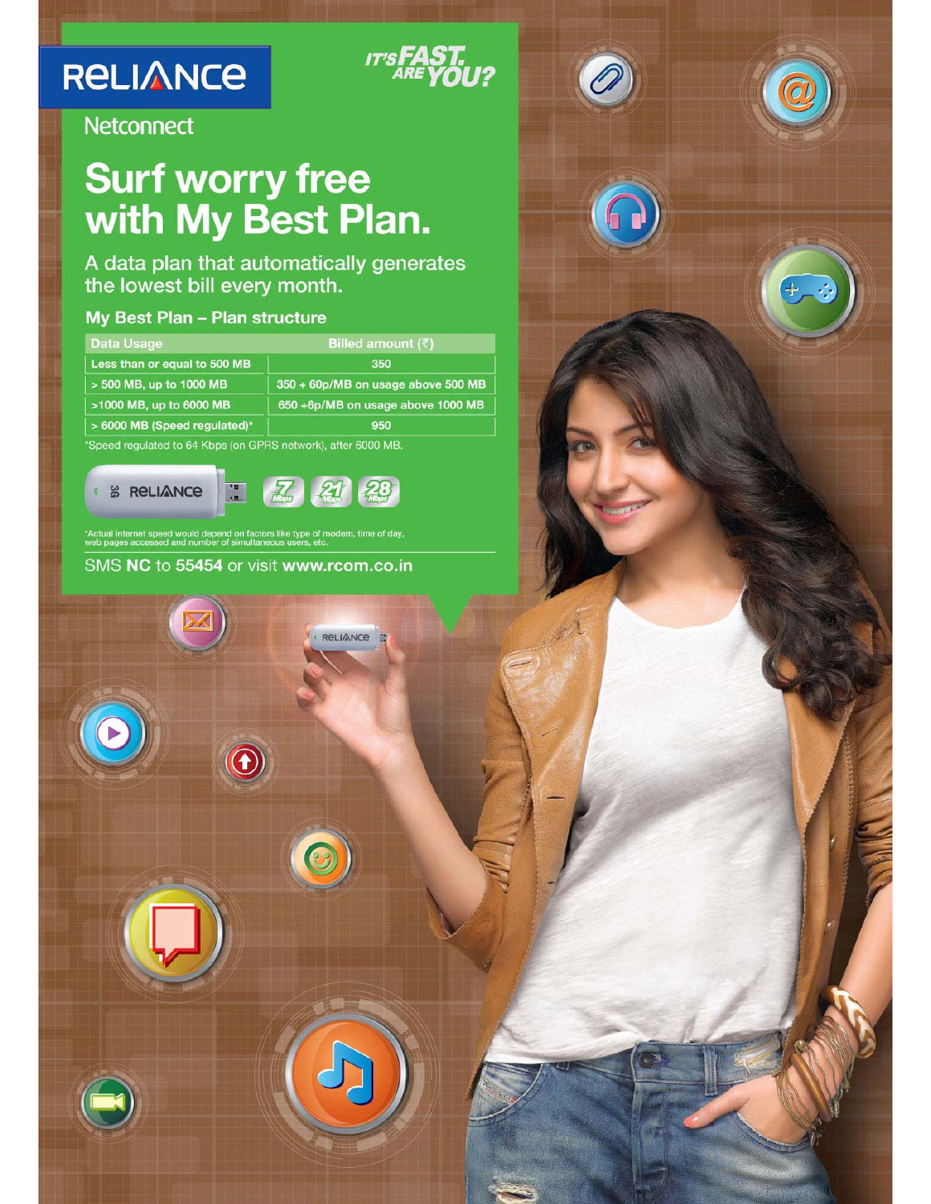RELIANCE

IT'S FAST. ARE YOU?

Netconnect

# Surf worry free with My Best Plan.

A data plan that automatically generates the lowest bill every month.

### My Best Plan – Plan structure

| Data Usage | Billed amount (₹) |
|---|---|
| Less than or equal to 500 MB | 350 |
| > 500 MB, up to 1000 MB | 350 + 60p/MB on usage above 500 MB |
| >1000 MB, up to 6000 MB | 650 +6p/MB on usage above 1000 MB |
| > 6000 MB (Speed regulated)* | 950 |

*Speed regulated to 64 Kbps (on GPRS network), after 6000 MB.

3G RELIANCE

7 Mbps 21 Mbps 28 Mbps

*Actual internet speed would depend on factors like type of modem, time of day, web pages accessed and number of simultaneous users, etc.

SMS **NC** to **55454** or visit **www.rcom.co.in**